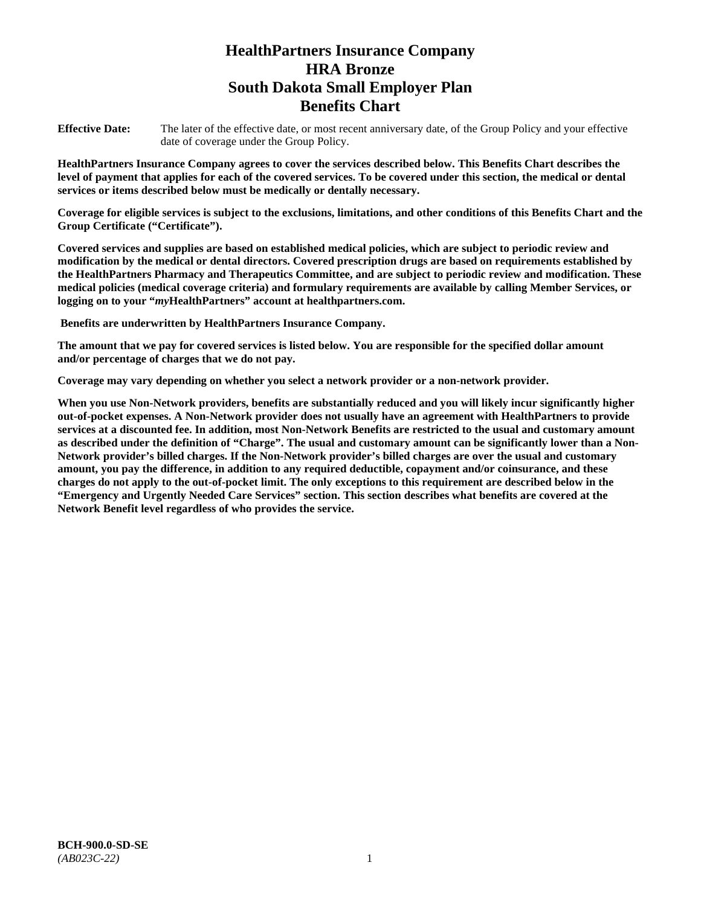# HealthPartners Insurance Company
# HRA Bronze
# South Dakota Small Employer Plan
# Benefits Chart

**Effective Date:** The later of the effective date, or most recent anniversary date, of the Group Policy and your effective date of coverage under the Group Policy.

**HealthPartners Insurance Company agrees to cover the services described below. This Benefits Chart describes the level of payment that applies for each of the covered services. To be covered under this section, the medical or dental services or items described below must be medically or dentally necessary.**

**Coverage for eligible services is subject to the exclusions, limitations, and other conditions of this Benefits Chart and the Group Certificate ("Certificate").**

**Covered services and supplies are based on established medical policies, which are subject to periodic review and modification by the medical or dental directors. Covered prescription drugs are based on requirements established by the HealthPartners Pharmacy and Therapeutics Committee, and are subject to periodic review and modification. These medical policies (medical coverage criteria) and formulary requirements are available by calling Member Services, or logging on to your "*my*HealthPartners" account at healthpartners.com.**

**Benefits are underwritten by HealthPartners Insurance Company.**

**The amount that we pay for covered services is listed below. You are responsible for the specified dollar amount and/or percentage of charges that we do not pay.**

**Coverage may vary depending on whether you select a network provider or a non-network provider.**

**When you use Non-Network providers, benefits are substantially reduced and you will likely incur significantly higher out-of-pocket expenses. A Non-Network provider does not usually have an agreement with HealthPartners to provide services at a discounted fee. In addition, most Non-Network Benefits are restricted to the usual and customary amount as described under the definition of "Charge". The usual and customary amount can be significantly lower than a Non-Network provider's billed charges. If the Non-Network provider's billed charges are over the usual and customary amount, you pay the difference, in addition to any required deductible, copayment and/or coinsurance, and these charges do not apply to the out-of-pocket limit. The only exceptions to this requirement are described below in the "Emergency and Urgently Needed Care Services" section. This section describes what benefits are covered at the Network Benefit level regardless of who provides the service.**

**BCH-900.0-SD-SE**
*(AB023C-22)*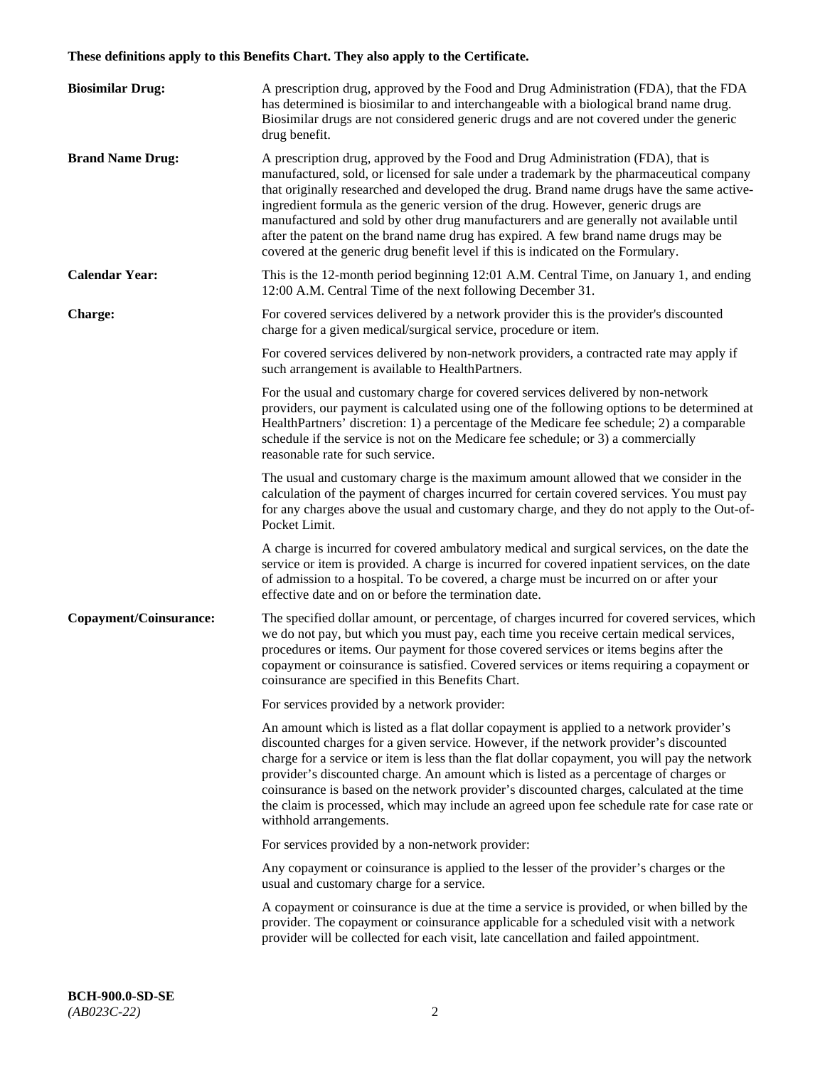**These definitions apply to this Benefits Chart. They also apply to the Certificate.**

**Biosimilar Drug:** A prescription drug, approved by the Food and Drug Administration (FDA), that the FDA has determined is biosimilar to and interchangeable with a biological brand name drug. Biosimilar drugs are not considered generic drugs and are not covered under the generic drug benefit.

**Brand Name Drug:** A prescription drug, approved by the Food and Drug Administration (FDA), that is manufactured, sold, or licensed for sale under a trademark by the pharmaceutical company that originally researched and developed the drug. Brand name drugs have the same active-ingredient formula as the generic version of the drug. However, generic drugs are manufactured and sold by other drug manufacturers and are generally not available until after the patent on the brand name drug has expired. A few brand name drugs may be covered at the generic drug benefit level if this is indicated on the Formulary.

**Calendar Year:** This is the 12-month period beginning 12:01 A.M. Central Time, on January 1, and ending 12:00 A.M. Central Time of the next following December 31.

**Charge:** For covered services delivered by a network provider this is the provider's discounted charge for a given medical/surgical service, procedure or item.

For covered services delivered by non-network providers, a contracted rate may apply if such arrangement is available to HealthPartners.

For the usual and customary charge for covered services delivered by non-network providers, our payment is calculated using one of the following options to be determined at HealthPartners' discretion: 1) a percentage of the Medicare fee schedule; 2) a comparable schedule if the service is not on the Medicare fee schedule; or 3) a commercially reasonable rate for such service.

The usual and customary charge is the maximum amount allowed that we consider in the calculation of the payment of charges incurred for certain covered services. You must pay for any charges above the usual and customary charge, and they do not apply to the Out-of-Pocket Limit.

A charge is incurred for covered ambulatory medical and surgical services, on the date the service or item is provided. A charge is incurred for covered inpatient services, on the date of admission to a hospital. To be covered, a charge must be incurred on or after your effective date and on or before the termination date.

**Copayment/Coinsurance:** The specified dollar amount, or percentage, of charges incurred for covered services, which we do not pay, but which you must pay, each time you receive certain medical services, procedures or items. Our payment for those covered services or items begins after the copayment or coinsurance is satisfied. Covered services or items requiring a copayment or coinsurance are specified in this Benefits Chart.

For services provided by a network provider:

An amount which is listed as a flat dollar copayment is applied to a network provider's discounted charges for a given service. However, if the network provider's discounted charge for a service or item is less than the flat dollar copayment, you will pay the network provider's discounted charge. An amount which is listed as a percentage of charges or coinsurance is based on the network provider's discounted charges, calculated at the time the claim is processed, which may include an agreed upon fee schedule rate for case rate or withhold arrangements.

For services provided by a non-network provider:

Any copayment or coinsurance is applied to the lesser of the provider's charges or the usual and customary charge for a service.

A copayment or coinsurance is due at the time a service is provided, or when billed by the provider. The copayment or coinsurance applicable for a scheduled visit with a network provider will be collected for each visit, late cancellation and failed appointment.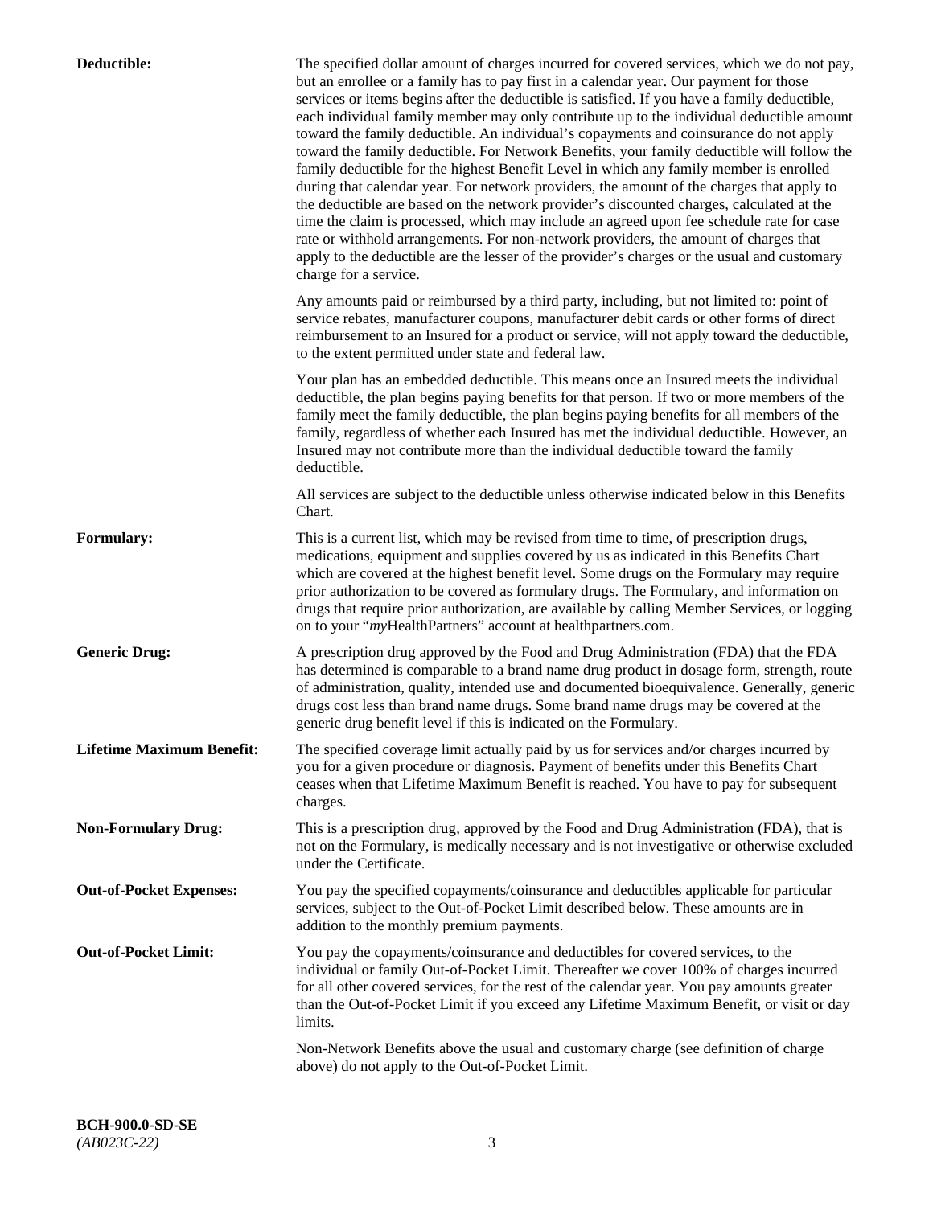**Deductible:** The specified dollar amount of charges incurred for covered services, which we do not pay, but an enrollee or a family has to pay first in a calendar year. Our payment for those services or items begins after the deductible is satisfied. If you have a family deductible, each individual family member may only contribute up to the individual deductible amount toward the family deductible. An individual's copayments and coinsurance do not apply toward the family deductible. For Network Benefits, your family deductible will follow the family deductible for the highest Benefit Level in which any family member is enrolled during that calendar year. For network providers, the amount of the charges that apply to the deductible are based on the network provider's discounted charges, calculated at the time the claim is processed, which may include an agreed upon fee schedule rate for case rate or withhold arrangements. For non-network providers, the amount of charges that apply to the deductible are the lesser of the provider's charges or the usual and customary charge for a service.

Any amounts paid or reimbursed by a third party, including, but not limited to: point of service rebates, manufacturer coupons, manufacturer debit cards or other forms of direct reimbursement to an Insured for a product or service, will not apply toward the deductible, to the extent permitted under state and federal law.

Your plan has an embedded deductible. This means once an Insured meets the individual deductible, the plan begins paying benefits for that person. If two or more members of the family meet the family deductible, the plan begins paying benefits for all members of the family, regardless of whether each Insured has met the individual deductible. However, an Insured may not contribute more than the individual deductible toward the family deductible.

All services are subject to the deductible unless otherwise indicated below in this Benefits Chart.

**Formulary:** This is a current list, which may be revised from time to time, of prescription drugs, medications, equipment and supplies covered by us as indicated in this Benefits Chart which are covered at the highest benefit level. Some drugs on the Formulary may require prior authorization to be covered as formulary drugs. The Formulary, and information on drugs that require prior authorization, are available by calling Member Services, or logging on to your "*my*HealthPartners" account at healthpartners.com.

**Generic Drug:** A prescription drug approved by the Food and Drug Administration (FDA) that the FDA has determined is comparable to a brand name drug product in dosage form, strength, route of administration, quality, intended use and documented bioequivalence. Generally, generic drugs cost less than brand name drugs. Some brand name drugs may be covered at the generic drug benefit level if this is indicated on the Formulary.

**Lifetime Maximum Benefit:** The specified coverage limit actually paid by us for services and/or charges incurred by you for a given procedure or diagnosis. Payment of benefits under this Benefits Chart ceases when that Lifetime Maximum Benefit is reached. You have to pay for subsequent charges.

**Non-Formulary Drug:** This is a prescription drug, approved by the Food and Drug Administration (FDA), that is not on the Formulary, is medically necessary and is not investigative or otherwise excluded under the Certificate.

**Out-of-Pocket Expenses:** You pay the specified copayments/coinsurance and deductibles applicable for particular services, subject to the Out-of-Pocket Limit described below. These amounts are in addition to the monthly premium payments.

**Out-of-Pocket Limit:** You pay the copayments/coinsurance and deductibles for covered services, to the individual or family Out-of-Pocket Limit. Thereafter we cover 100% of charges incurred for all other covered services, for the rest of the calendar year. You pay amounts greater than the Out-of-Pocket Limit if you exceed any Lifetime Maximum Benefit, or visit or day limits.

Non-Network Benefits above the usual and customary charge (see definition of charge above) do not apply to the Out-of-Pocket Limit.

**BCH-900.0-SD-SE**
*(AB023C-22)*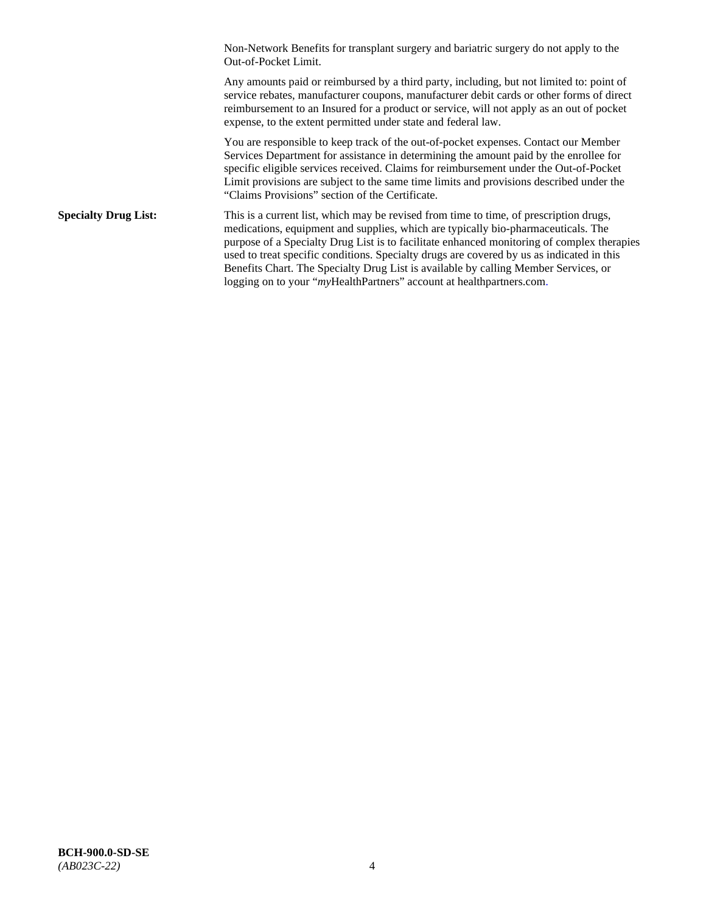Non-Network Benefits for transplant surgery and bariatric surgery do not apply to the Out-of-Pocket Limit.

Any amounts paid or reimbursed by a third party, including, but not limited to: point of service rebates, manufacturer coupons, manufacturer debit cards or other forms of direct reimbursement to an Insured for a product or service, will not apply as an out of pocket expense, to the extent permitted under state and federal law.

You are responsible to keep track of the out-of-pocket expenses. Contact our Member Services Department for assistance in determining the amount paid by the enrollee for specific eligible services received. Claims for reimbursement under the Out-of-Pocket Limit provisions are subject to the same time limits and provisions described under the "Claims Provisions" section of the Certificate.

**Specialty Drug List:** This is a current list, which may be revised from time to time, of prescription drugs, medications, equipment and supplies, which are typically bio-pharmaceuticals. The purpose of a Specialty Drug List is to facilitate enhanced monitoring of complex therapies used to treat specific conditions. Specialty drugs are covered by us as indicated in this Benefits Chart. The Specialty Drug List is available by calling Member Services, or logging on to your "*my*HealthPartners" account at healthpartners.com.

**BCH-900.0-SD-SE**
*(AB023C-22)*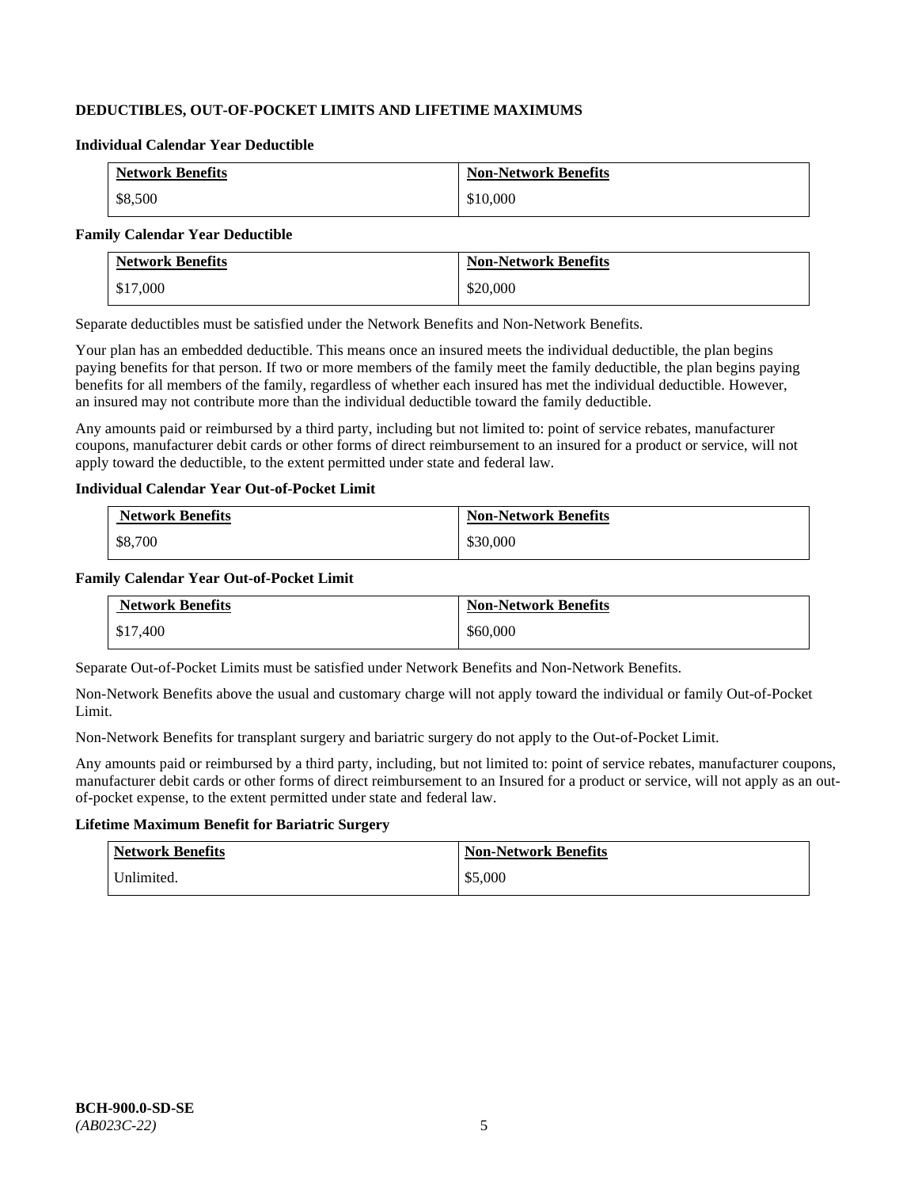## DEDUCTIBLES, OUT-OF-POCKET LIMITS AND LIFETIME MAXIMUMS

### Individual Calendar Year Deductible

| Network Benefits | Non-Network Benefits |
|---|---|
| $8,500 | $10,000 |

### Family Calendar Year Deductible

| Network Benefits | Non-Network Benefits |
|---|---|
| $17,000 | $20,000 |

Separate deductibles must be satisfied under the Network Benefits and Non-Network Benefits.

Your plan has an embedded deductible. This means once an insured meets the individual deductible, the plan begins paying benefits for that person. If two or more members of the family meet the family deductible, the plan begins paying benefits for all members of the family, regardless of whether each insured has met the individual deductible. However, an insured may not contribute more than the individual deductible toward the family deductible.

Any amounts paid or reimbursed by a third party, including but not limited to: point of service rebates, manufacturer coupons, manufacturer debit cards or other forms of direct reimbursement to an insured for a product or service, will not apply toward the deductible, to the extent permitted under state and federal law.

### Individual Calendar Year Out-of-Pocket Limit

| Network Benefits | Non-Network Benefits |
|---|---|
| $8,700 | $30,000 |

### Family Calendar Year Out-of-Pocket Limit

| Network Benefits | Non-Network Benefits |
|---|---|
| $17,400 | $60,000 |

Separate Out-of-Pocket Limits must be satisfied under Network Benefits and Non-Network Benefits.

Non-Network Benefits above the usual and customary charge will not apply toward the individual or family Out-of-Pocket Limit.

Non-Network Benefits for transplant surgery and bariatric surgery do not apply to the Out-of-Pocket Limit.

Any amounts paid or reimbursed by a third party, including, but not limited to: point of service rebates, manufacturer coupons, manufacturer debit cards or other forms of direct reimbursement to an Insured for a product or service, will not apply as an out-of-pocket expense, to the extent permitted under state and federal law.

### Lifetime Maximum Benefit for Bariatric Surgery

| Network Benefits | Non-Network Benefits |
|---|---|
| Unlimited. | $5,000 |

**BCH-900.0-SD-SE**
*(AB023C-22)*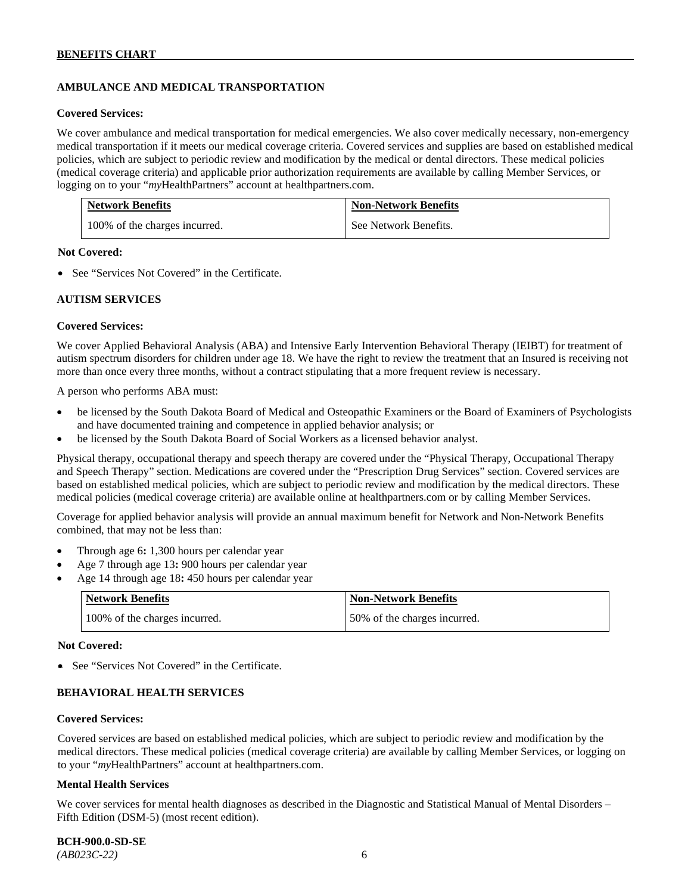## AMBULANCE AND MEDICAL TRANSPORTATION

**Covered Services:**

We cover ambulance and medical transportation for medical emergencies. We also cover medically necessary, non-emergency medical transportation if it meets our medical coverage criteria. Covered services and supplies are based on established medical policies, which are subject to periodic review and modification by the medical or dental directors. These medical policies (medical coverage criteria) and applicable prior authorization requirements are available by calling Member Services, or logging on to your "*my*HealthPartners" account at healthpartners.com.

| Network Benefits | Non-Network Benefits |
|---|---|
| 100% of the charges incurred. | See Network Benefits. |

**Not Covered:**

- See "Services Not Covered" in the Certificate.

## AUTISM SERVICES

**Covered Services:**

We cover Applied Behavioral Analysis (ABA) and Intensive Early Intervention Behavioral Therapy (IEIBT) for treatment of autism spectrum disorders for children under age 18. We have the right to review the treatment that an Insured is receiving not more than once every three months, without a contract stipulating that a more frequent review is necessary.

A person who performs ABA must:

- be licensed by the South Dakota Board of Medical and Osteopathic Examiners or the Board of Examiners of Psychologists and have documented training and competence in applied behavior analysis; or
- be licensed by the South Dakota Board of Social Workers as a licensed behavior analyst.

Physical therapy, occupational therapy and speech therapy are covered under the "Physical Therapy, Occupational Therapy and Speech Therapy" section. Medications are covered under the "Prescription Drug Services" section. Covered services are based on established medical policies, which are subject to periodic review and modification by the medical directors. These medical policies (medical coverage criteria) are available online at healthpartners.com or by calling Member Services.

Coverage for applied behavior analysis will provide an annual maximum benefit for Network and Non-Network Benefits combined, that may not be less than:

- Through age 6**:** 1,300 hours per calendar year
- Age 7 through age 13**:** 900 hours per calendar year
- Age 14 through age 18**:** 450 hours per calendar year

| Network Benefits | Non-Network Benefits |
|---|---|
| 100% of the charges incurred. | 50% of the charges incurred. |

**Not Covered:**

- See "Services Not Covered" in the Certificate.

## BEHAVIORAL HEALTH SERVICES

**Covered Services:**

Covered services are based on established medical policies, which are subject to periodic review and modification by the medical directors. These medical policies (medical coverage criteria) are available by calling Member Services, or logging on to your "*my*HealthPartners" account at healthpartners.com.

**Mental Health Services**

We cover services for mental health diagnoses as described in the Diagnostic and Statistical Manual of Mental Disorders – Fifth Edition (DSM-5) (most recent edition).

**BCH-900.0-SD-SE**
*(AB023C-22)*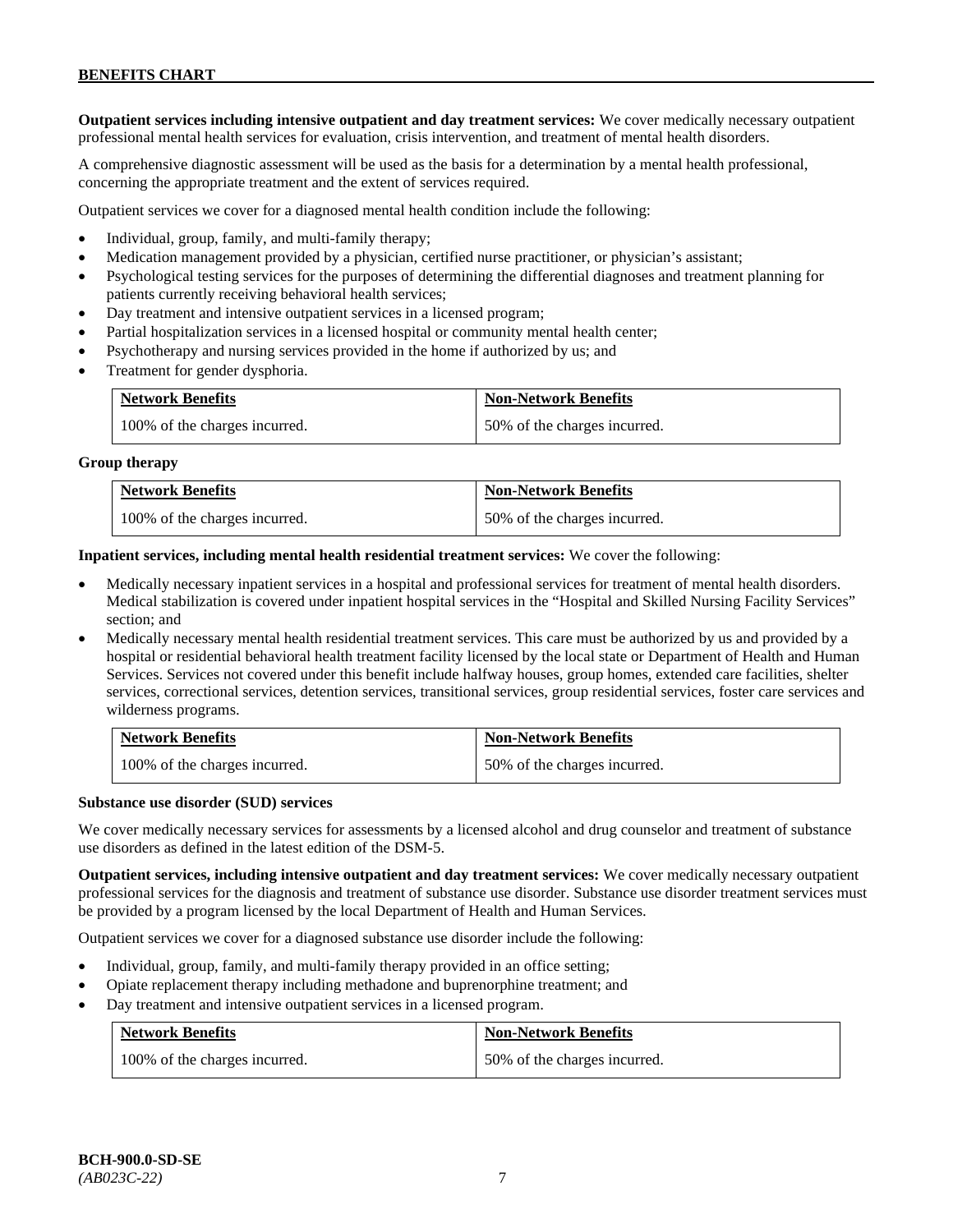**Outpatient services including intensive outpatient and day treatment services:** We cover medically necessary outpatient professional mental health services for evaluation, crisis intervention, and treatment of mental health disorders.

A comprehensive diagnostic assessment will be used as the basis for a determination by a mental health professional, concerning the appropriate treatment and the extent of services required.

Outpatient services we cover for a diagnosed mental health condition include the following:

- Individual, group, family, and multi-family therapy;
- Medication management provided by a physician, certified nurse practitioner, or physician's assistant;
- Psychological testing services for the purposes of determining the differential diagnoses and treatment planning for patients currently receiving behavioral health services;
- Day treatment and intensive outpatient services in a licensed program;
- Partial hospitalization services in a licensed hospital or community mental health center;
- Psychotherapy and nursing services provided in the home if authorized by us; and
- Treatment for gender dysphoria.

| Network Benefits | Non-Network Benefits |
|---|---|
| 100% of the charges incurred. | 50% of the charges incurred. |

**Group therapy**

| Network Benefits | Non-Network Benefits |
|---|---|
| 100% of the charges incurred. | 50% of the charges incurred. |

**Inpatient services, including mental health residential treatment services:** We cover the following:

- Medically necessary inpatient services in a hospital and professional services for treatment of mental health disorders. Medical stabilization is covered under inpatient hospital services in the "Hospital and Skilled Nursing Facility Services" section; and
- Medically necessary mental health residential treatment services. This care must be authorized by us and provided by a hospital or residential behavioral health treatment facility licensed by the local state or Department of Health and Human Services. Services not covered under this benefit include halfway houses, group homes, extended care facilities, shelter services, correctional services, detention services, transitional services, group residential services, foster care services and wilderness programs.

| Network Benefits | Non-Network Benefits |
|---|---|
| 100% of the charges incurred. | 50% of the charges incurred. |

**Substance use disorder (SUD) services**

We cover medically necessary services for assessments by a licensed alcohol and drug counselor and treatment of substance use disorders as defined in the latest edition of the DSM-5.

**Outpatient services, including intensive outpatient and day treatment services:** We cover medically necessary outpatient professional services for the diagnosis and treatment of substance use disorder. Substance use disorder treatment services must be provided by a program licensed by the local Department of Health and Human Services.

Outpatient services we cover for a diagnosed substance use disorder include the following:

- Individual, group, family, and multi-family therapy provided in an office setting;
- Opiate replacement therapy including methadone and buprenorphine treatment; and
- Day treatment and intensive outpatient services in a licensed program.

| Network Benefits | Non-Network Benefits |
|---|---|
| 100% of the charges incurred. | 50% of the charges incurred. |

BCH-900.0-SD-SE
*(AB023C-22)*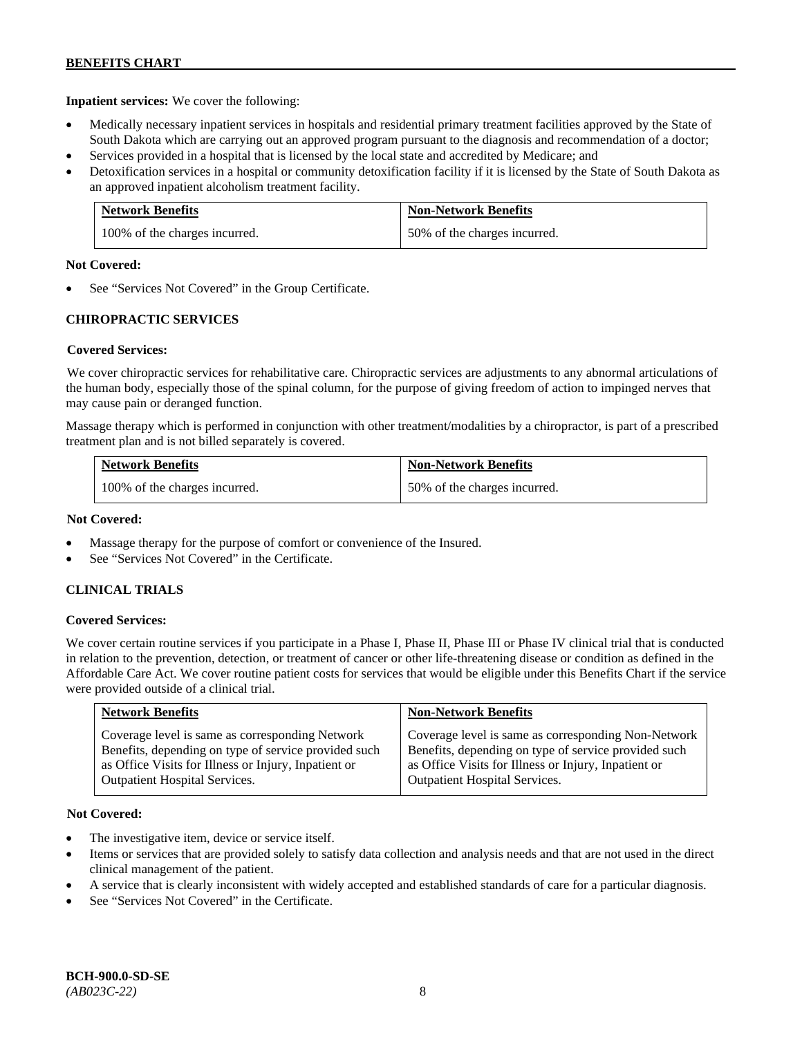**Inpatient services:** We cover the following:

- Medically necessary inpatient services in hospitals and residential primary treatment facilities approved by the State of South Dakota which are carrying out an approved program pursuant to the diagnosis and recommendation of a doctor;
- Services provided in a hospital that is licensed by the local state and accredited by Medicare; and
- Detoxification services in a hospital or community detoxification facility if it is licensed by the State of South Dakota as an approved inpatient alcoholism treatment facility.

| Network Benefits | Non-Network Benefits |
| --- | --- |
| 100% of the charges incurred. | 50% of the charges incurred. |

**Not Covered:**

- See "Services Not Covered" in the Group Certificate.

### CHIROPRACTIC SERVICES

**Covered Services:**

We cover chiropractic services for rehabilitative care. Chiropractic services are adjustments to any abnormal articulations of the human body, especially those of the spinal column, for the purpose of giving freedom of action to impinged nerves that may cause pain or deranged function.

Massage therapy which is performed in conjunction with other treatment/modalities by a chiropractor, is part of a prescribed treatment plan and is not billed separately is covered.

| Network Benefits | Non-Network Benefits |
| --- | --- |
| 100% of the charges incurred. | 50% of the charges incurred. |

**Not Covered:**

- Massage therapy for the purpose of comfort or convenience of the Insured.
- See "Services Not Covered" in the Certificate.

### CLINICAL TRIALS

**Covered Services:**

We cover certain routine services if you participate in a Phase I, Phase II, Phase III or Phase IV clinical trial that is conducted in relation to the prevention, detection, or treatment of cancer or other life-threatening disease or condition as defined in the Affordable Care Act. We cover routine patient costs for services that would be eligible under this Benefits Chart if the service were provided outside of a clinical trial.

| Network Benefits | Non-Network Benefits |
| --- | --- |
| Coverage level is same as corresponding Network Benefits, depending on type of service provided such as Office Visits for Illness or Injury, Inpatient or Outpatient Hospital Services. | Coverage level is same as corresponding Non-Network Benefits, depending on type of service provided such as Office Visits for Illness or Injury, Inpatient or Outpatient Hospital Services. |

**Not Covered:**

- The investigative item, device or service itself.
- Items or services that are provided solely to satisfy data collection and analysis needs and that are not used in the direct clinical management of the patient.
- A service that is clearly inconsistent with widely accepted and established standards of care for a particular diagnosis.
- See "Services Not Covered" in the Certificate.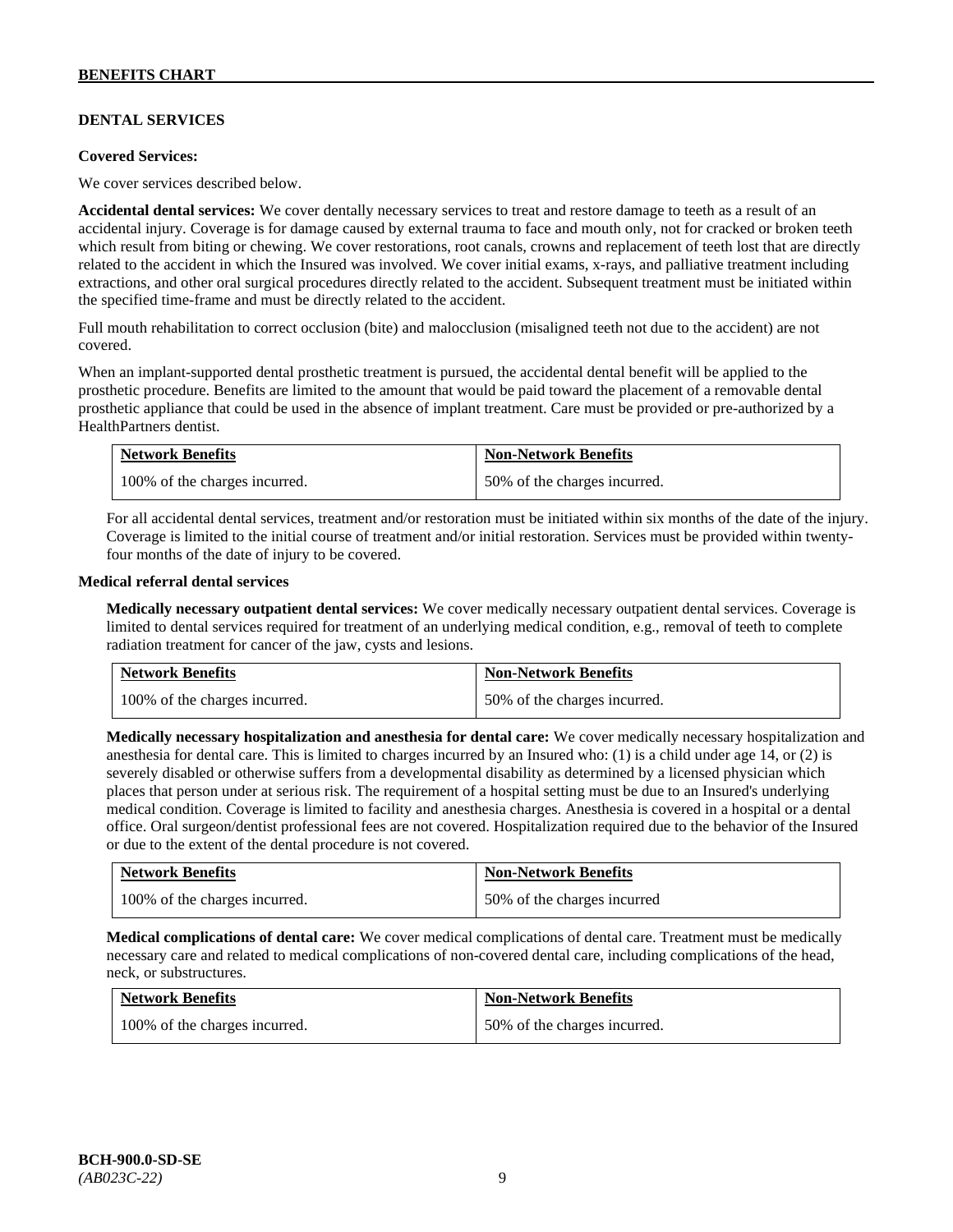## DENTAL SERVICES

**Covered Services:**

We cover services described below.

**Accidental dental services:** We cover dentally necessary services to treat and restore damage to teeth as a result of an accidental injury. Coverage is for damage caused by external trauma to face and mouth only, not for cracked or broken teeth which result from biting or chewing. We cover restorations, root canals, crowns and replacement of teeth lost that are directly related to the accident in which the Insured was involved. We cover initial exams, x-rays, and palliative treatment including extractions, and other oral surgical procedures directly related to the accident. Subsequent treatment must be initiated within the specified time-frame and must be directly related to the accident.

Full mouth rehabilitation to correct occlusion (bite) and malocclusion (misaligned teeth not due to the accident) are not covered.

When an implant-supported dental prosthetic treatment is pursued, the accidental dental benefit will be applied to the prosthetic procedure. Benefits are limited to the amount that would be paid toward the placement of a removable dental prosthetic appliance that could be used in the absence of implant treatment. Care must be provided or pre-authorized by a HealthPartners dentist.

| Network Benefits | Non-Network Benefits |
| --- | --- |
| 100% of the charges incurred. | 50% of the charges incurred. |

For all accidental dental services, treatment and/or restoration must be initiated within six months of the date of the injury. Coverage is limited to the initial course of treatment and/or initial restoration. Services must be provided within twenty-four months of the date of injury to be covered.

**Medical referral dental services**

**Medically necessary outpatient dental services:** We cover medically necessary outpatient dental services. Coverage is limited to dental services required for treatment of an underlying medical condition, e.g., removal of teeth to complete radiation treatment for cancer of the jaw, cysts and lesions.

| Network Benefits | Non-Network Benefits |
| --- | --- |
| 100% of the charges incurred. | 50% of the charges incurred. |

**Medically necessary hospitalization and anesthesia for dental care:** We cover medically necessary hospitalization and anesthesia for dental care. This is limited to charges incurred by an Insured who: (1) is a child under age 14, or (2) is severely disabled or otherwise suffers from a developmental disability as determined by a licensed physician which places that person under at serious risk. The requirement of a hospital setting must be due to an Insured's underlying medical condition. Coverage is limited to facility and anesthesia charges. Anesthesia is covered in a hospital or a dental office. Oral surgeon/dentist professional fees are not covered. Hospitalization required due to the behavior of the Insured or due to the extent of the dental procedure is not covered.

| Network Benefits | Non-Network Benefits |
| --- | --- |
| 100% of the charges incurred. | 50% of the charges incurred |

**Medical complications of dental care:** We cover medical complications of dental care. Treatment must be medically necessary care and related to medical complications of non-covered dental care, including complications of the head, neck, or substructures.

| Network Benefits | Non-Network Benefits |
| --- | --- |
| 100% of the charges incurred. | 50% of the charges incurred. |

BCH-900.0-SD-SE
*(AB023C-22)*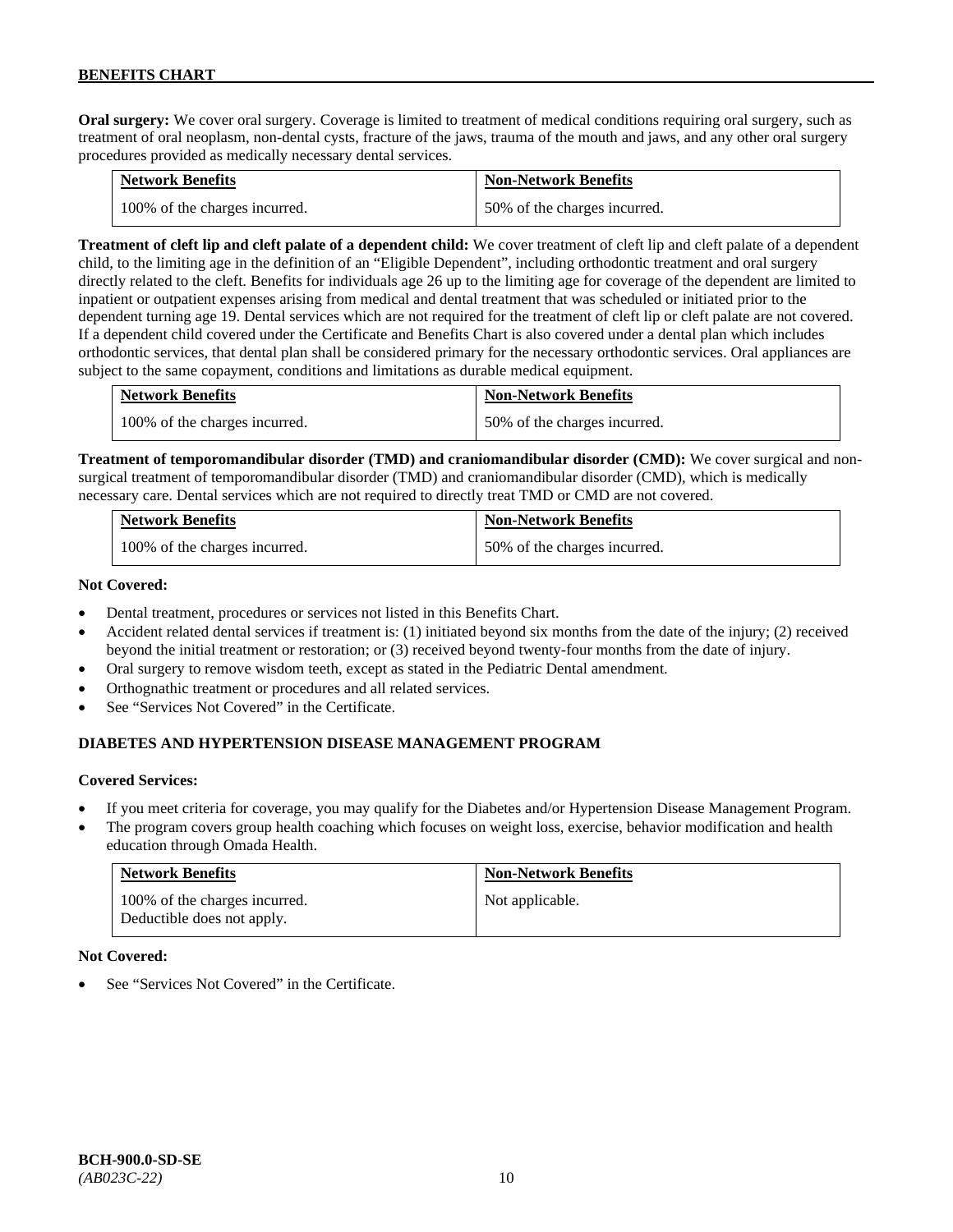**Oral surgery:** We cover oral surgery. Coverage is limited to treatment of medical conditions requiring oral surgery, such as treatment of oral neoplasm, non-dental cysts, fracture of the jaws, trauma of the mouth and jaws, and any other oral surgery procedures provided as medically necessary dental services.

| Network Benefits | Non-Network Benefits |
|---|---|
| 100% of the charges incurred. | 50% of the charges incurred. |

**Treatment of cleft lip and cleft palate of a dependent child:** We cover treatment of cleft lip and cleft palate of a dependent child, to the limiting age in the definition of an "Eligible Dependent", including orthodontic treatment and oral surgery directly related to the cleft. Benefits for individuals age 26 up to the limiting age for coverage of the dependent are limited to inpatient or outpatient expenses arising from medical and dental treatment that was scheduled or initiated prior to the dependent turning age 19. Dental services which are not required for the treatment of cleft lip or cleft palate are not covered. If a dependent child covered under the Certificate and Benefits Chart is also covered under a dental plan which includes orthodontic services, that dental plan shall be considered primary for the necessary orthodontic services. Oral appliances are subject to the same copayment, conditions and limitations as durable medical equipment.

| Network Benefits | Non-Network Benefits |
|---|---|
| 100% of the charges incurred. | 50% of the charges incurred. |

**Treatment of temporomandibular disorder (TMD) and craniomandibular disorder (CMD):** We cover surgical and non-surgical treatment of temporomandibular disorder (TMD) and craniomandibular disorder (CMD), which is medically necessary care. Dental services which are not required to directly treat TMD or CMD are not covered.

| Network Benefits | Non-Network Benefits |
|---|---|
| 100% of the charges incurred. | 50% of the charges incurred. |

**Not Covered:**

- Dental treatment, procedures or services not listed in this Benefits Chart.
- Accident related dental services if treatment is: (1) initiated beyond six months from the date of the injury; (2) received beyond the initial treatment or restoration; or (3) received beyond twenty-four months from the date of injury.
- Oral surgery to remove wisdom teeth, except as stated in the Pediatric Dental amendment.
- Orthognathic treatment or procedures and all related services.
- See "Services Not Covered" in the Certificate.

### DIABETES AND HYPERTENSION DISEASE MANAGEMENT PROGRAM

**Covered Services:**

- If you meet criteria for coverage, you may qualify for the Diabetes and/or Hypertension Disease Management Program.
- The program covers group health coaching which focuses on weight loss, exercise, behavior modification and health education through Omada Health.

| Network Benefits | Non-Network Benefits |
|---|---|
| 100% of the charges incurred. Deductible does not apply. | Not applicable. |

**Not Covered:**

- See "Services Not Covered" in the Certificate.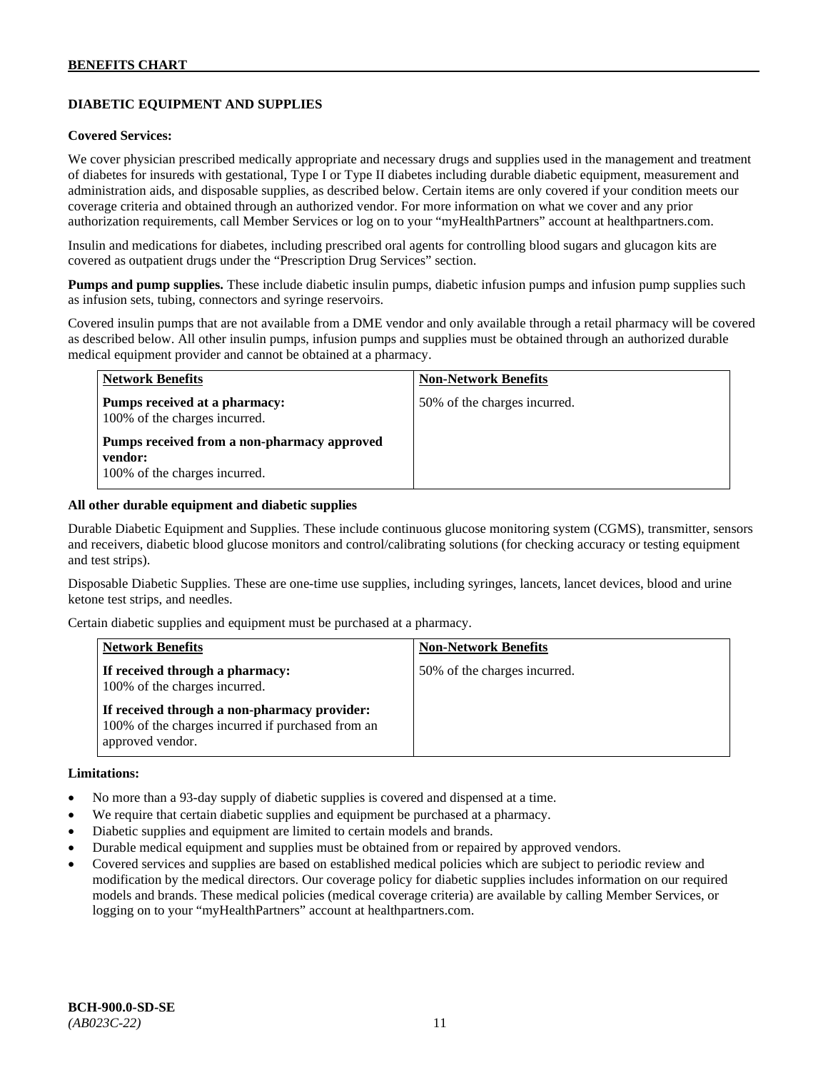## DIABETIC EQUIPMENT AND SUPPLIES

**Covered Services:**

We cover physician prescribed medically appropriate and necessary drugs and supplies used in the management and treatment of diabetes for insureds with gestational, Type I or Type II diabetes including durable diabetic equipment, measurement and administration aids, and disposable supplies, as described below. Certain items are only covered if your condition meets our coverage criteria and obtained through an authorized vendor. For more information on what we cover and any prior authorization requirements, call Member Services or log on to your "myHealthPartners" account at healthpartners.com.

Insulin and medications for diabetes, including prescribed oral agents for controlling blood sugars and glucagon kits are covered as outpatient drugs under the "Prescription Drug Services" section.

**Pumps and pump supplies.** These include diabetic insulin pumps, diabetic infusion pumps and infusion pump supplies such as infusion sets, tubing, connectors and syringe reservoirs.

Covered insulin pumps that are not available from a DME vendor and only available through a retail pharmacy will be covered as described below. All other insulin pumps, infusion pumps and supplies must be obtained through an authorized durable medical equipment provider and cannot be obtained at a pharmacy.

| Network Benefits | Non-Network Benefits |
|---|---|
| **Pumps received at a pharmacy:** 100% of the charges incurred.<br><br>**Pumps received from a non-pharmacy approved vendor:** 100% of the charges incurred. | 50% of the charges incurred. |

**All other durable equipment and diabetic supplies**

Durable Diabetic Equipment and Supplies. These include continuous glucose monitoring system (CGMS), transmitter, sensors and receivers, diabetic blood glucose monitors and control/calibrating solutions (for checking accuracy or testing equipment and test strips).

Disposable Diabetic Supplies. These are one-time use supplies, including syringes, lancets, lancet devices, blood and urine ketone test strips, and needles.

Certain diabetic supplies and equipment must be purchased at a pharmacy.

| Network Benefits | Non-Network Benefits |
|---|---|
| **If received through a pharmacy:** 100% of the charges incurred.<br><br>**If received through a non-pharmacy provider:** 100% of the charges incurred if purchased from an approved vendor. | 50% of the charges incurred. |

**Limitations:**

- No more than a 93-day supply of diabetic supplies is covered and dispensed at a time.
- We require that certain diabetic supplies and equipment be purchased at a pharmacy.
- Diabetic supplies and equipment are limited to certain models and brands.
- Durable medical equipment and supplies must be obtained from or repaired by approved vendors.
- Covered services and supplies are based on established medical policies which are subject to periodic review and modification by the medical directors. Our coverage policy for diabetic supplies includes information on our required models and brands. These medical policies (medical coverage criteria) are available by calling Member Services, or logging on to your "myHealthPartners" account at healthpartners.com.

**BCH-900.0-SD-SE**
*(AB023C-22)*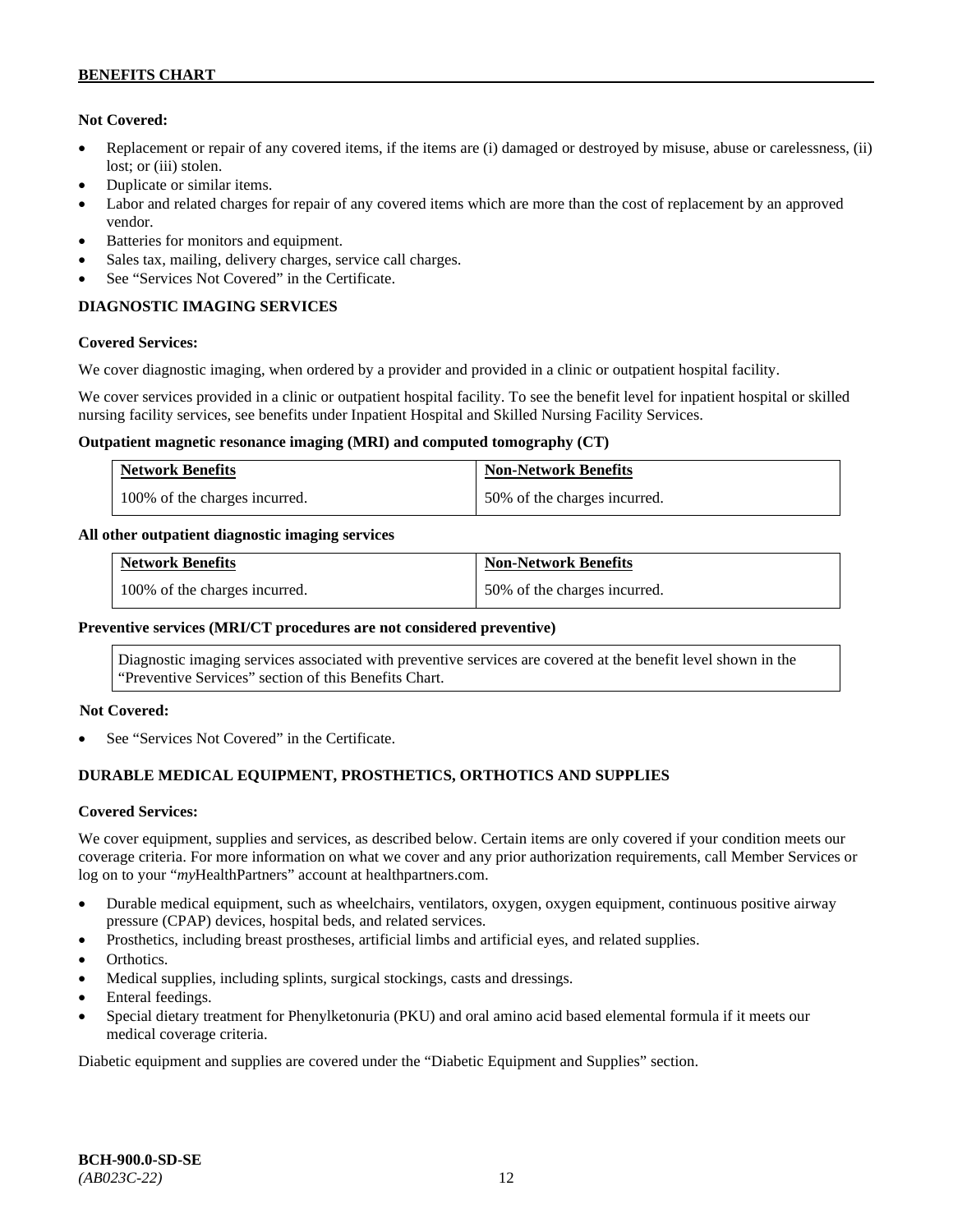**Not Covered:**

- Replacement or repair of any covered items, if the items are (i) damaged or destroyed by misuse, abuse or carelessness, (ii) lost; or (iii) stolen.
- Duplicate or similar items.
- Labor and related charges for repair of any covered items which are more than the cost of replacement by an approved vendor.
- Batteries for monitors and equipment.
- Sales tax, mailing, delivery charges, service call charges.
- See "Services Not Covered" in the Certificate.

## DIAGNOSTIC IMAGING SERVICES

**Covered Services:**

We cover diagnostic imaging, when ordered by a provider and provided in a clinic or outpatient hospital facility.

We cover services provided in a clinic or outpatient hospital facility. To see the benefit level for inpatient hospital or skilled nursing facility services, see benefits under Inpatient Hospital and Skilled Nursing Facility Services.

**Outpatient magnetic resonance imaging (MRI) and computed tomography (CT)**

| Network Benefits | Non-Network Benefits |
|---|---|
| 100% of the charges incurred. | 50% of the charges incurred. |

**All other outpatient diagnostic imaging services**

| Network Benefits | Non-Network Benefits |
|---|---|
| 100% of the charges incurred. | 50% of the charges incurred. |

**Preventive services (MRI/CT procedures are not considered preventive)**

Diagnostic imaging services associated with preventive services are covered at the benefit level shown in the "Preventive Services" section of this Benefits Chart.

**Not Covered:**

- See "Services Not Covered" in the Certificate.

## DURABLE MEDICAL EQUIPMENT, PROSTHETICS, ORTHOTICS AND SUPPLIES

**Covered Services:**

We cover equipment, supplies and services, as described below. Certain items are only covered if your condition meets our coverage criteria. For more information on what we cover and any prior authorization requirements, call Member Services or log on to your "*my*HealthPartners" account at healthpartners.com.

- Durable medical equipment, such as wheelchairs, ventilators, oxygen, oxygen equipment, continuous positive airway pressure (CPAP) devices, hospital beds, and related services.
- Prosthetics, including breast prostheses, artificial limbs and artificial eyes, and related supplies.
- Orthotics.
- Medical supplies, including splints, surgical stockings, casts and dressings.
- Enteral feedings.
- Special dietary treatment for Phenylketonuria (PKU) and oral amino acid based elemental formula if it meets our medical coverage criteria.

Diabetic equipment and supplies are covered under the "Diabetic Equipment and Supplies" section.

**BCH-900.0-SD-SE**
*(AB023C-22)*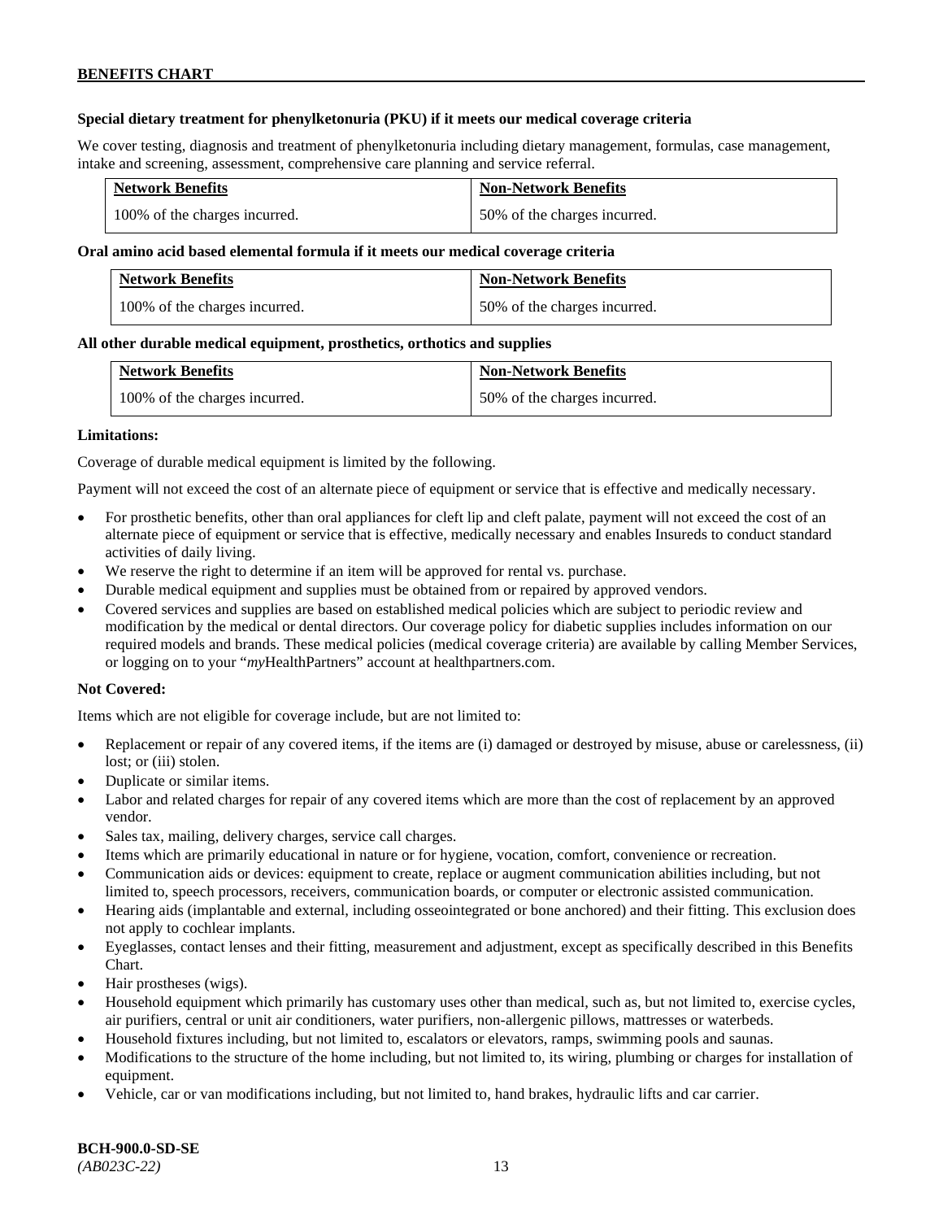**Special dietary treatment for phenylketonuria (PKU) if it meets our medical coverage criteria**

We cover testing, diagnosis and treatment of phenylketonuria including dietary management, formulas, case management, intake and screening, assessment, comprehensive care planning and service referral.

| Network Benefits | Non-Network Benefits |
|---|---|
| 100% of the charges incurred. | 50% of the charges incurred. |

**Oral amino acid based elemental formula if it meets our medical coverage criteria**

| Network Benefits | Non-Network Benefits |
|---|---|
| 100% of the charges incurred. | 50% of the charges incurred. |

**All other durable medical equipment, prosthetics, orthotics and supplies**

| Network Benefits | Non-Network Benefits |
|---|---|
| 100% of the charges incurred. | 50% of the charges incurred. |

**Limitations:**

Coverage of durable medical equipment is limited by the following.

Payment will not exceed the cost of an alternate piece of equipment or service that is effective and medically necessary.

- For prosthetic benefits, other than oral appliances for cleft lip and cleft palate, payment will not exceed the cost of an alternate piece of equipment or service that is effective, medically necessary and enables Insureds to conduct standard activities of daily living.
- We reserve the right to determine if an item will be approved for rental vs. purchase.
- Durable medical equipment and supplies must be obtained from or repaired by approved vendors.
- Covered services and supplies are based on established medical policies which are subject to periodic review and modification by the medical or dental directors. Our coverage policy for diabetic supplies includes information on our required models and brands. These medical policies (medical coverage criteria) are available by calling Member Services, or logging on to your "*my*HealthPartners" account at healthpartners.com.

**Not Covered:**

Items which are not eligible for coverage include, but are not limited to:

- Replacement or repair of any covered items, if the items are (i) damaged or destroyed by misuse, abuse or carelessness, (ii) lost; or (iii) stolen.
- Duplicate or similar items.
- Labor and related charges for repair of any covered items which are more than the cost of replacement by an approved vendor.
- Sales tax, mailing, delivery charges, service call charges.
- Items which are primarily educational in nature or for hygiene, vocation, comfort, convenience or recreation.
- Communication aids or devices: equipment to create, replace or augment communication abilities including, but not limited to, speech processors, receivers, communication boards, or computer or electronic assisted communication.
- Hearing aids (implantable and external, including osseointegrated or bone anchored) and their fitting. This exclusion does not apply to cochlear implants.
- Eyeglasses, contact lenses and their fitting, measurement and adjustment, except as specifically described in this Benefits Chart.
- Hair prostheses (wigs).
- Household equipment which primarily has customary uses other than medical, such as, but not limited to, exercise cycles, air purifiers, central or unit air conditioners, water purifiers, non-allergenic pillows, mattresses or waterbeds.
- Household fixtures including, but not limited to, escalators or elevators, ramps, swimming pools and saunas.
- Modifications to the structure of the home including, but not limited to, its wiring, plumbing or charges for installation of equipment.
- Vehicle, car or van modifications including, but not limited to, hand brakes, hydraulic lifts and car carrier.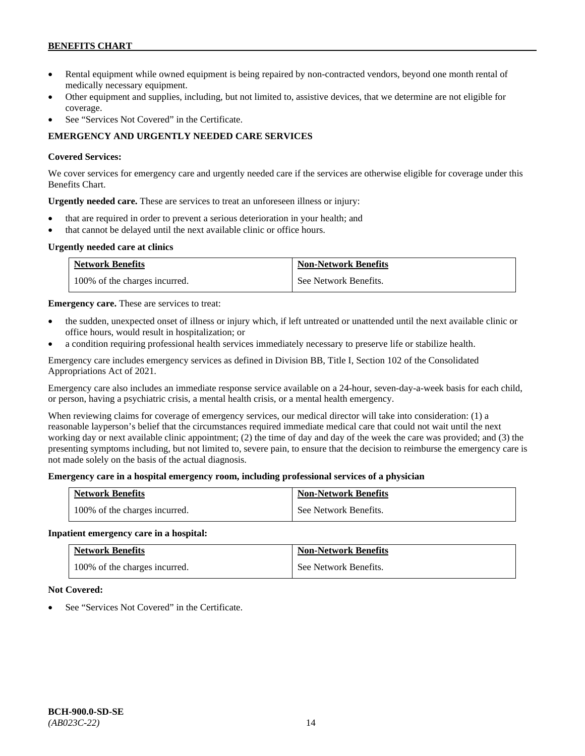- Rental equipment while owned equipment is being repaired by non-contracted vendors, beyond one month rental of medically necessary equipment.
- Other equipment and supplies, including, but not limited to, assistive devices, that we determine are not eligible for coverage.
- See "Services Not Covered" in the Certificate.

### EMERGENCY AND URGENTLY NEEDED CARE SERVICES

**Covered Services:**

We cover services for emergency care and urgently needed care if the services are otherwise eligible for coverage under this Benefits Chart.

**Urgently needed care.** These are services to treat an unforeseen illness or injury:

- that are required in order to prevent a serious deterioration in your health; and
- that cannot be delayed until the next available clinic or office hours.

**Urgently needed care at clinics**

| Network Benefits | Non-Network Benefits |
|---|---|
| 100% of the charges incurred. | See Network Benefits. |

**Emergency care.** These are services to treat:

- the sudden, unexpected onset of illness or injury which, if left untreated or unattended until the next available clinic or office hours, would result in hospitalization; or
- a condition requiring professional health services immediately necessary to preserve life or stabilize health.

Emergency care includes emergency services as defined in Division BB, Title I, Section 102 of the Consolidated Appropriations Act of 2021.

Emergency care also includes an immediate response service available on a 24-hour, seven-day-a-week basis for each child, or person, having a psychiatric crisis, a mental health crisis, or a mental health emergency.

When reviewing claims for coverage of emergency services, our medical director will take into consideration: (1) a reasonable layperson's belief that the circumstances required immediate medical care that could not wait until the next working day or next available clinic appointment; (2) the time of day and day of the week the care was provided; and (3) the presenting symptoms including, but not limited to, severe pain, to ensure that the decision to reimburse the emergency care is not made solely on the basis of the actual diagnosis.

**Emergency care in a hospital emergency room, including professional services of a physician**

| Network Benefits | Non-Network Benefits |
|---|---|
| 100% of the charges incurred. | See Network Benefits. |

**Inpatient emergency care in a hospital:**

| Network Benefits | Non-Network Benefits |
|---|---|
| 100% of the charges incurred. | See Network Benefits. |

**Not Covered:**

- See "Services Not Covered" in the Certificate.

**BCH-900.0-SD-SE**
*(AB023C-22)*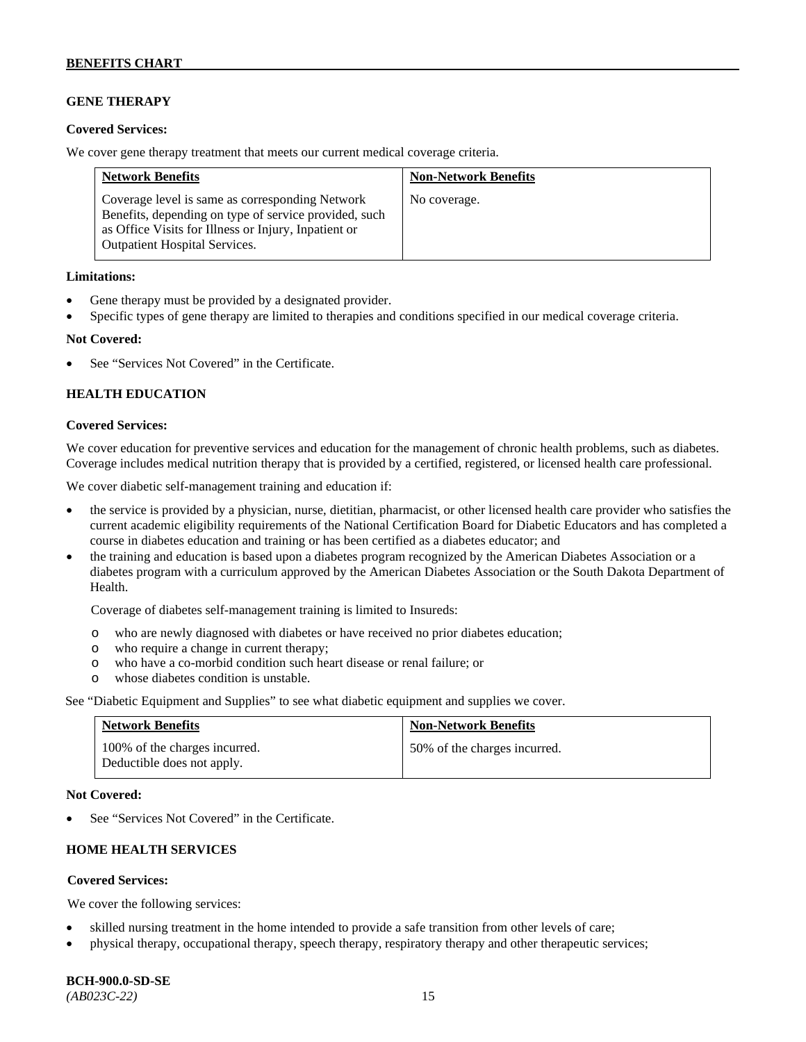## GENE THERAPY

**Covered Services:**

We cover gene therapy treatment that meets our current medical coverage criteria.

| Network Benefits | Non-Network Benefits |
|---|---|
| Coverage level is same as corresponding Network Benefits, depending on type of service provided, such as Office Visits for Illness or Injury, Inpatient or Outpatient Hospital Services. | No coverage. |

**Limitations:**

- Gene therapy must be provided by a designated provider.
- Specific types of gene therapy are limited to therapies and conditions specified in our medical coverage criteria.

**Not Covered:**

- See "Services Not Covered" in the Certificate.

## HEALTH EDUCATION

**Covered Services:**

We cover education for preventive services and education for the management of chronic health problems, such as diabetes. Coverage includes medical nutrition therapy that is provided by a certified, registered, or licensed health care professional.

We cover diabetic self-management training and education if:

- the service is provided by a physician, nurse, dietitian, pharmacist, or other licensed health care provider who satisfies the current academic eligibility requirements of the National Certification Board for Diabetic Educators and has completed a course in diabetes education and training or has been certified as a diabetes educator; and
- the training and education is based upon a diabetes program recognized by the American Diabetes Association or a diabetes program with a curriculum approved by the American Diabetes Association or the South Dakota Department of Health.

  Coverage of diabetes self-management training is limited to Insureds:

  - who are newly diagnosed with diabetes or have received no prior diabetes education;
  - who require a change in current therapy;
  - who have a co-morbid condition such heart disease or renal failure; or
  - whose diabetes condition is unstable.

See "Diabetic Equipment and Supplies" to see what diabetic equipment and supplies we cover.

| Network Benefits | Non-Network Benefits |
|---|---|
| 100% of the charges incurred. Deductible does not apply. | 50% of the charges incurred. |

**Not Covered:**

- See "Services Not Covered" in the Certificate.

## HOME HEALTH SERVICES

**Covered Services:**

We cover the following services:

- skilled nursing treatment in the home intended to provide a safe transition from other levels of care;
- physical therapy, occupational therapy, speech therapy, respiratory therapy and other therapeutic services;

BCH-900.0-SD-SE
*(AB023C-22)*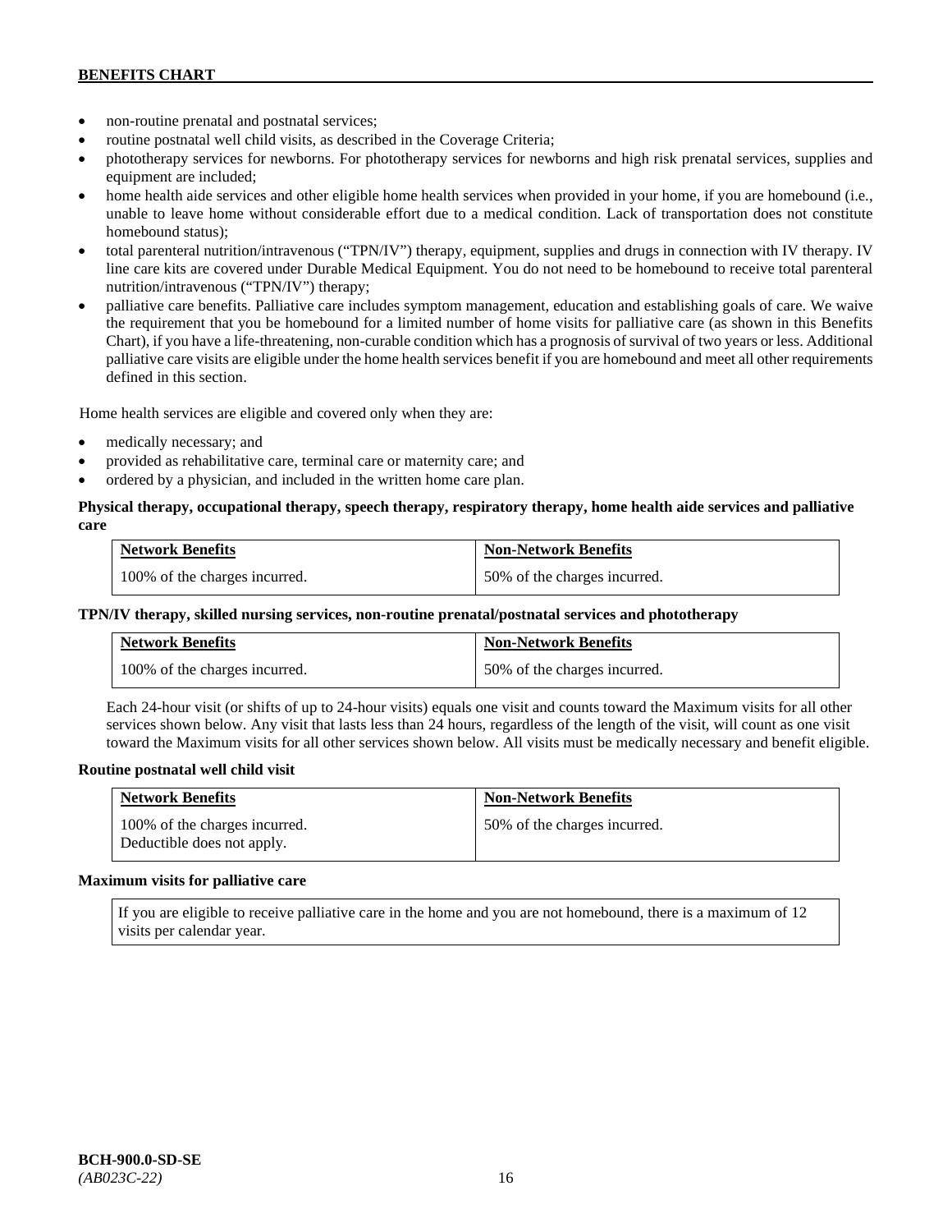- non-routine prenatal and postnatal services;
- routine postnatal well child visits, as described in the Coverage Criteria;
- phototherapy services for newborns. For phototherapy services for newborns and high risk prenatal services, supplies and equipment are included;
- home health aide services and other eligible home health services when provided in your home, if you are homebound (i.e., unable to leave home without considerable effort due to a medical condition. Lack of transportation does not constitute homebound status);
- total parenteral nutrition/intravenous ("TPN/IV") therapy, equipment, supplies and drugs in connection with IV therapy. IV line care kits are covered under Durable Medical Equipment. You do not need to be homebound to receive total parenteral nutrition/intravenous ("TPN/IV") therapy;
- palliative care benefits. Palliative care includes symptom management, education and establishing goals of care. We waive the requirement that you be homebound for a limited number of home visits for palliative care (as shown in this Benefits Chart), if you have a life-threatening, non-curable condition which has a prognosis of survival of two years or less. Additional palliative care visits are eligible under the home health services benefit if you are homebound and meet all other requirements defined in this section.

Home health services are eligible and covered only when they are:

- medically necessary; and
- provided as rehabilitative care, terminal care or maternity care; and
- ordered by a physician, and included in the written home care plan.

**Physical therapy, occupational therapy, speech therapy, respiratory therapy, home health aide services and palliative care**

| Network Benefits | Non-Network Benefits |
|---|---|
| 100% of the charges incurred. | 50% of the charges incurred. |

**TPN/IV therapy, skilled nursing services, non-routine prenatal/postnatal services and phototherapy**

| Network Benefits | Non-Network Benefits |
|---|---|
| 100% of the charges incurred. | 50% of the charges incurred. |

Each 24-hour visit (or shifts of up to 24-hour visits) equals one visit and counts toward the Maximum visits for all other services shown below. Any visit that lasts less than 24 hours, regardless of the length of the visit, will count as one visit toward the Maximum visits for all other services shown below. All visits must be medically necessary and benefit eligible.

**Routine postnatal well child visit**

| Network Benefits | Non-Network Benefits |
|---|---|
| 100% of the charges incurred. Deductible does not apply. | 50% of the charges incurred. |

**Maximum visits for palliative care**

| If you are eligible to receive palliative care in the home and you are not homebound, there is a maximum of 12 visits per calendar year. |
|---|

BCH-900.0-SD-SE
*(AB023C-22)*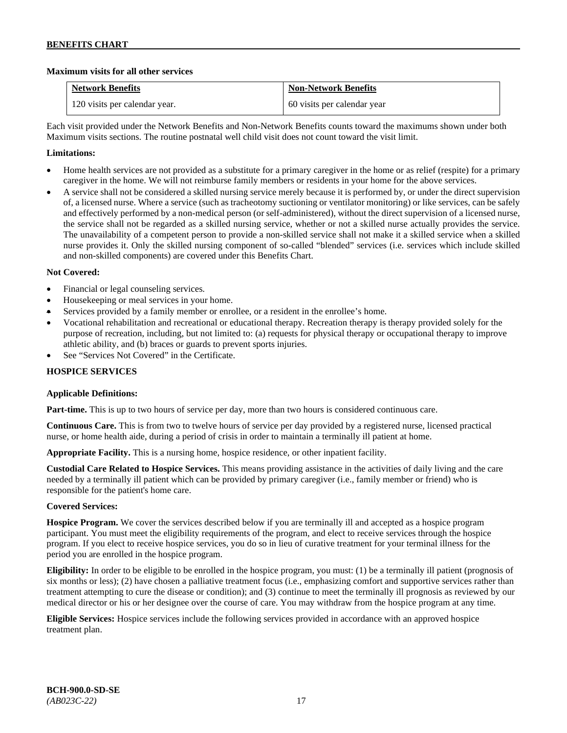**Maximum visits for all other services**

| Network Benefits | Non-Network Benefits |
|---|---|
| 120 visits per calendar year. | 60 visits per calendar year |

Each visit provided under the Network Benefits and Non-Network Benefits counts toward the maximums shown under both Maximum visits sections. The routine postnatal well child visit does not count toward the visit limit.

**Limitations:**

- Home health services are not provided as a substitute for a primary caregiver in the home or as relief (respite) for a primary caregiver in the home. We will not reimburse family members or residents in your home for the above services.
- A service shall not be considered a skilled nursing service merely because it is performed by, or under the direct supervision of, a licensed nurse. Where a service (such as tracheotomy suctioning or ventilator monitoring) or like services, can be safely and effectively performed by a non-medical person (or self-administered), without the direct supervision of a licensed nurse, the service shall not be regarded as a skilled nursing service, whether or not a skilled nurse actually provides the service. The unavailability of a competent person to provide a non-skilled service shall not make it a skilled service when a skilled nurse provides it. Only the skilled nursing component of so-called "blended" services (i.e. services which include skilled and non-skilled components) are covered under this Benefits Chart.

**Not Covered:**

- Financial or legal counseling services.
- Housekeeping or meal services in your home.
- Services provided by a family member or enrollee, or a resident in the enrollee's home.
- Vocational rehabilitation and recreational or educational therapy. Recreation therapy is therapy provided solely for the purpose of recreation, including, but not limited to: (a) requests for physical therapy or occupational therapy to improve athletic ability, and (b) braces or guards to prevent sports injuries.
- See "Services Not Covered" in the Certificate.

**HOSPICE SERVICES**

**Applicable Definitions:**

**Part-time.** This is up to two hours of service per day, more than two hours is considered continuous care.

**Continuous Care.** This is from two to twelve hours of service per day provided by a registered nurse, licensed practical nurse, or home health aide, during a period of crisis in order to maintain a terminally ill patient at home.

**Appropriate Facility.** This is a nursing home, hospice residence, or other inpatient facility.

**Custodial Care Related to Hospice Services.** This means providing assistance in the activities of daily living and the care needed by a terminally ill patient which can be provided by primary caregiver (i.e., family member or friend) who is responsible for the patient's home care.

**Covered Services:**

**Hospice Program.** We cover the services described below if you are terminally ill and accepted as a hospice program participant. You must meet the eligibility requirements of the program, and elect to receive services through the hospice program. If you elect to receive hospice services, you do so in lieu of curative treatment for your terminal illness for the period you are enrolled in the hospice program.

**Eligibility:** In order to be eligible to be enrolled in the hospice program, you must: (1) be a terminally ill patient (prognosis of six months or less); (2) have chosen a palliative treatment focus (i.e., emphasizing comfort and supportive services rather than treatment attempting to cure the disease or condition); and (3) continue to meet the terminally ill prognosis as reviewed by our medical director or his or her designee over the course of care. You may withdraw from the hospice program at any time.

**Eligible Services:** Hospice services include the following services provided in accordance with an approved hospice treatment plan.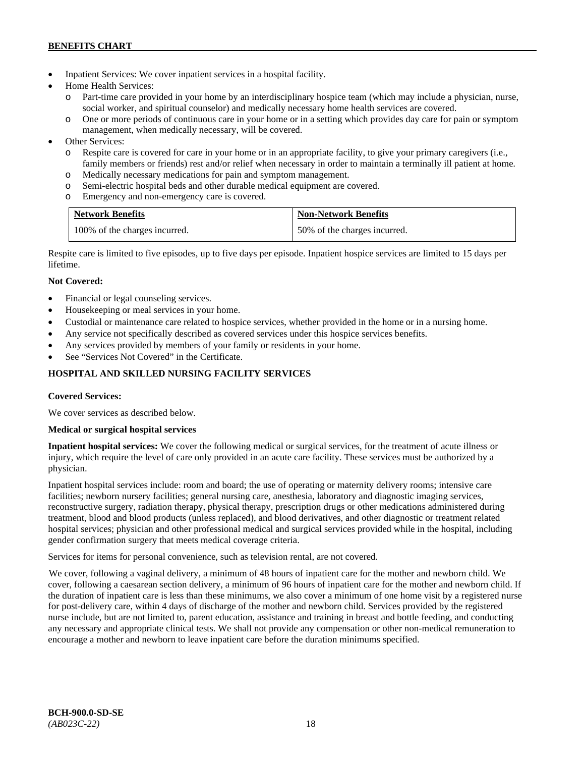- Inpatient Services: We cover inpatient services in a hospital facility.
- Home Health Services:
  - Part-time care provided in your home by an interdisciplinary hospice team (which may include a physician, nurse, social worker, and spiritual counselor) and medically necessary home health services are covered.
  - One or more periods of continuous care in your home or in a setting which provides day care for pain or symptom management, when medically necessary, will be covered.
- Other Services:
  - Respite care is covered for care in your home or in an appropriate facility, to give your primary caregivers (i.e., family members or friends) rest and/or relief when necessary in order to maintain a terminally ill patient at home.
  - Medically necessary medications for pain and symptom management.
  - Semi-electric hospital beds and other durable medical equipment are covered.
  - Emergency and non-emergency care is covered.

| Network Benefits | Non-Network Benefits |
|---|---|
| 100% of the charges incurred. | 50% of the charges incurred. |

Respite care is limited to five episodes, up to five days per episode. Inpatient hospice services are limited to 15 days per lifetime.

**Not Covered:**

- Financial or legal counseling services.
- Housekeeping or meal services in your home.
- Custodial or maintenance care related to hospice services, whether provided in the home or in a nursing home.
- Any service not specifically described as covered services under this hospice services benefits.
- Any services provided by members of your family or residents in your home.
- See "Services Not Covered" in the Certificate.

### HOSPITAL AND SKILLED NURSING FACILITY SERVICES

**Covered Services:**

We cover services as described below.

**Medical or surgical hospital services**

**Inpatient hospital services:** We cover the following medical or surgical services, for the treatment of acute illness or injury, which require the level of care only provided in an acute care facility. These services must be authorized by a physician.

Inpatient hospital services include: room and board; the use of operating or maternity delivery rooms; intensive care facilities; newborn nursery facilities; general nursing care, anesthesia, laboratory and diagnostic imaging services, reconstructive surgery, radiation therapy, physical therapy, prescription drugs or other medications administered during treatment, blood and blood products (unless replaced), and blood derivatives, and other diagnostic or treatment related hospital services; physician and other professional medical and surgical services provided while in the hospital, including gender confirmation surgery that meets medical coverage criteria.

Services for items for personal convenience, such as television rental, are not covered.

We cover, following a vaginal delivery, a minimum of 48 hours of inpatient care for the mother and newborn child. We cover, following a caesarean section delivery, a minimum of 96 hours of inpatient care for the mother and newborn child. If the duration of inpatient care is less than these minimums, we also cover a minimum of one home visit by a registered nurse for post-delivery care, within 4 days of discharge of the mother and newborn child. Services provided by the registered nurse include, but are not limited to, parent education, assistance and training in breast and bottle feeding, and conducting any necessary and appropriate clinical tests. We shall not provide any compensation or other non-medical remuneration to encourage a mother and newborn to leave inpatient care before the duration minimums specified.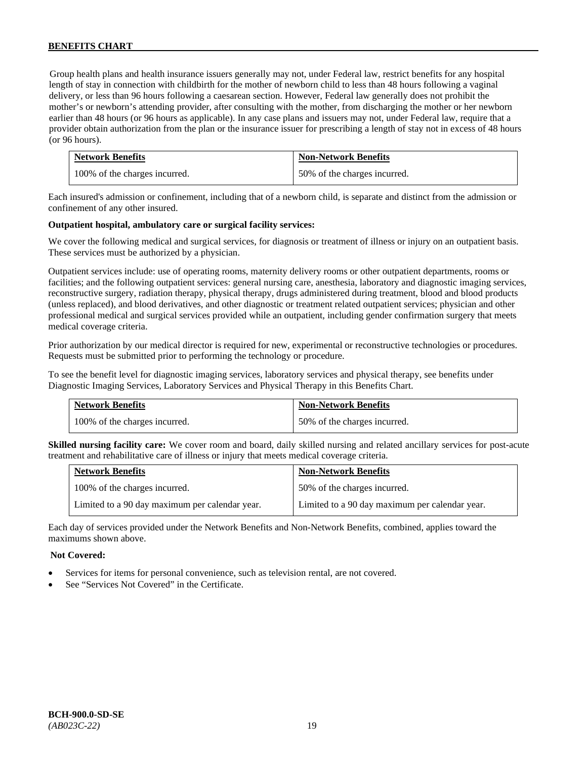Group health plans and health insurance issuers generally may not, under Federal law, restrict benefits for any hospital length of stay in connection with childbirth for the mother of newborn child to less than 48 hours following a vaginal delivery, or less than 96 hours following a caesarean section. However, Federal law generally does not prohibit the mother's or newborn's attending provider, after consulting with the mother, from discharging the mother or her newborn earlier than 48 hours (or 96 hours as applicable). In any case plans and issuers may not, under Federal law, require that a provider obtain authorization from the plan or the insurance issuer for prescribing a length of stay not in excess of 48 hours (or 96 hours).

| Network Benefits | Non-Network Benefits |
|---|---|
| 100% of the charges incurred. | 50% of the charges incurred. |

Each insured's admission or confinement, including that of a newborn child, is separate and distinct from the admission or confinement of any other insured.

**Outpatient hospital, ambulatory care or surgical facility services:**

We cover the following medical and surgical services, for diagnosis or treatment of illness or injury on an outpatient basis. These services must be authorized by a physician.

Outpatient services include: use of operating rooms, maternity delivery rooms or other outpatient departments, rooms or facilities; and the following outpatient services: general nursing care, anesthesia, laboratory and diagnostic imaging services, reconstructive surgery, radiation therapy, physical therapy, drugs administered during treatment, blood and blood products (unless replaced), and blood derivatives, and other diagnostic or treatment related outpatient services; physician and other professional medical and surgical services provided while an outpatient, including gender confirmation surgery that meets medical coverage criteria.

Prior authorization by our medical director is required for new, experimental or reconstructive technologies or procedures. Requests must be submitted prior to performing the technology or procedure.

To see the benefit level for diagnostic imaging services, laboratory services and physical therapy, see benefits under Diagnostic Imaging Services, Laboratory Services and Physical Therapy in this Benefits Chart.

| Network Benefits | Non-Network Benefits |
|---|---|
| 100% of the charges incurred. | 50% of the charges incurred. |

**Skilled nursing facility care:** We cover room and board, daily skilled nursing and related ancillary services for post-acute treatment and rehabilitative care of illness or injury that meets medical coverage criteria.

| Network Benefits | Non-Network Benefits |
|---|---|
| 100% of the charges incurred. | 50% of the charges incurred. |
| Limited to a 90 day maximum per calendar year. | Limited to a 90 day maximum per calendar year. |

Each day of services provided under the Network Benefits and Non-Network Benefits, combined, applies toward the maximums shown above.

**Not Covered:**

- Services for items for personal convenience, such as television rental, are not covered.
- See "Services Not Covered" in the Certificate.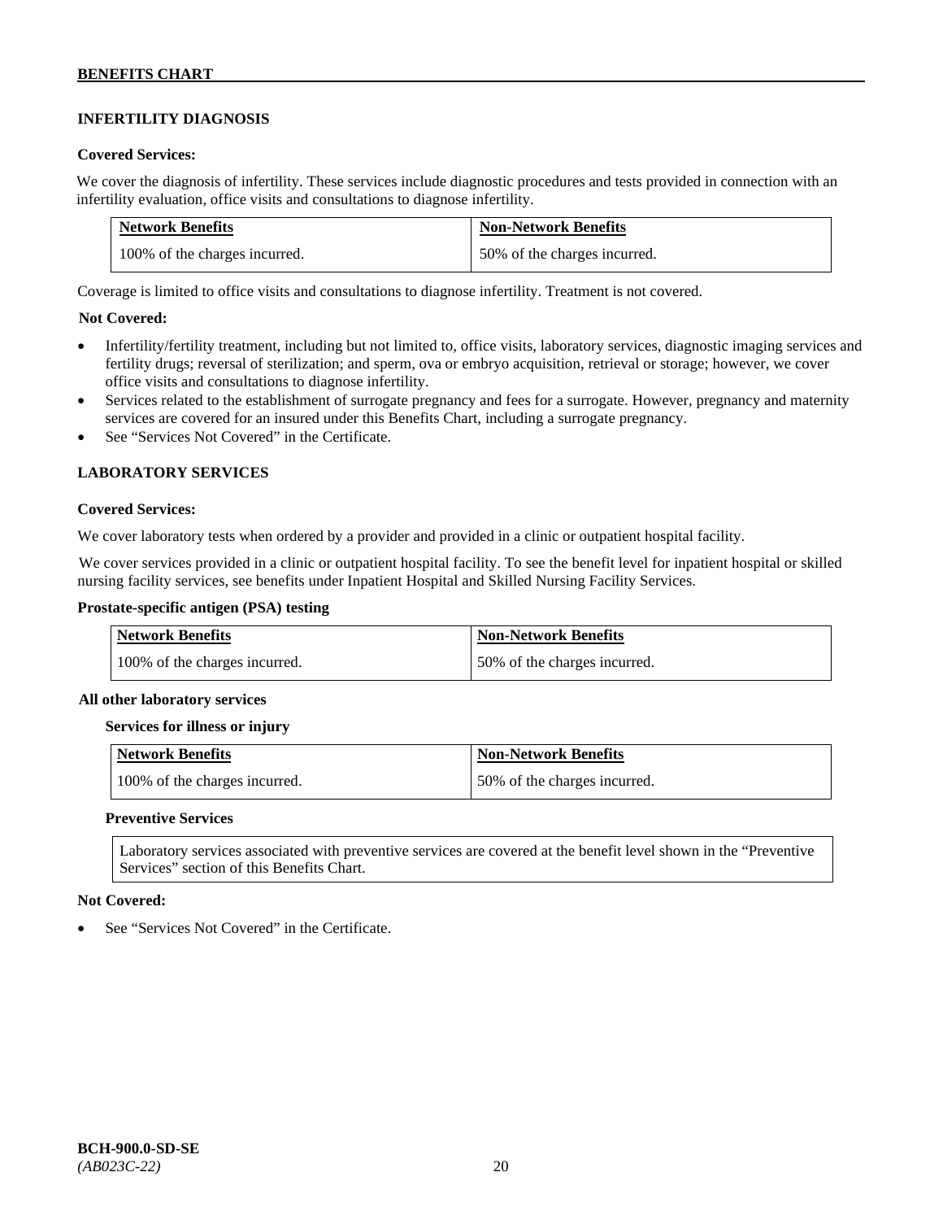## INFERTILITY DIAGNOSIS

**Covered Services:**

We cover the diagnosis of infertility. These services include diagnostic procedures and tests provided in connection with an infertility evaluation, office visits and consultations to diagnose infertility.

| Network Benefits | Non-Network Benefits |
|---|---|
| 100% of the charges incurred. | 50% of the charges incurred. |

Coverage is limited to office visits and consultations to diagnose infertility. Treatment is not covered.

**Not Covered:**

- Infertility/fertility treatment, including but not limited to, office visits, laboratory services, diagnostic imaging services and fertility drugs; reversal of sterilization; and sperm, ova or embryo acquisition, retrieval or storage; however, we cover office visits and consultations to diagnose infertility.
- Services related to the establishment of surrogate pregnancy and fees for a surrogate. However, pregnancy and maternity services are covered for an insured under this Benefits Chart, including a surrogate pregnancy.
- See "Services Not Covered" in the Certificate.

## LABORATORY SERVICES

**Covered Services:**

We cover laboratory tests when ordered by a provider and provided in a clinic or outpatient hospital facility.

We cover services provided in a clinic or outpatient hospital facility. To see the benefit level for inpatient hospital or skilled nursing facility services, see benefits under Inpatient Hospital and Skilled Nursing Facility Services.

**Prostate-specific antigen (PSA) testing**

| Network Benefits | Non-Network Benefits |
|---|---|
| 100% of the charges incurred. | 50% of the charges incurred. |

**All other laboratory services**

**Services for illness or injury**

| Network Benefits | Non-Network Benefits |
|---|---|
| 100% of the charges incurred. | 50% of the charges incurred. |

**Preventive Services**

Laboratory services associated with preventive services are covered at the benefit level shown in the "Preventive Services" section of this Benefits Chart.

**Not Covered:**

- See "Services Not Covered" in the Certificate.

**BCH-900.0-SD-SE**
*(AB023C-22)*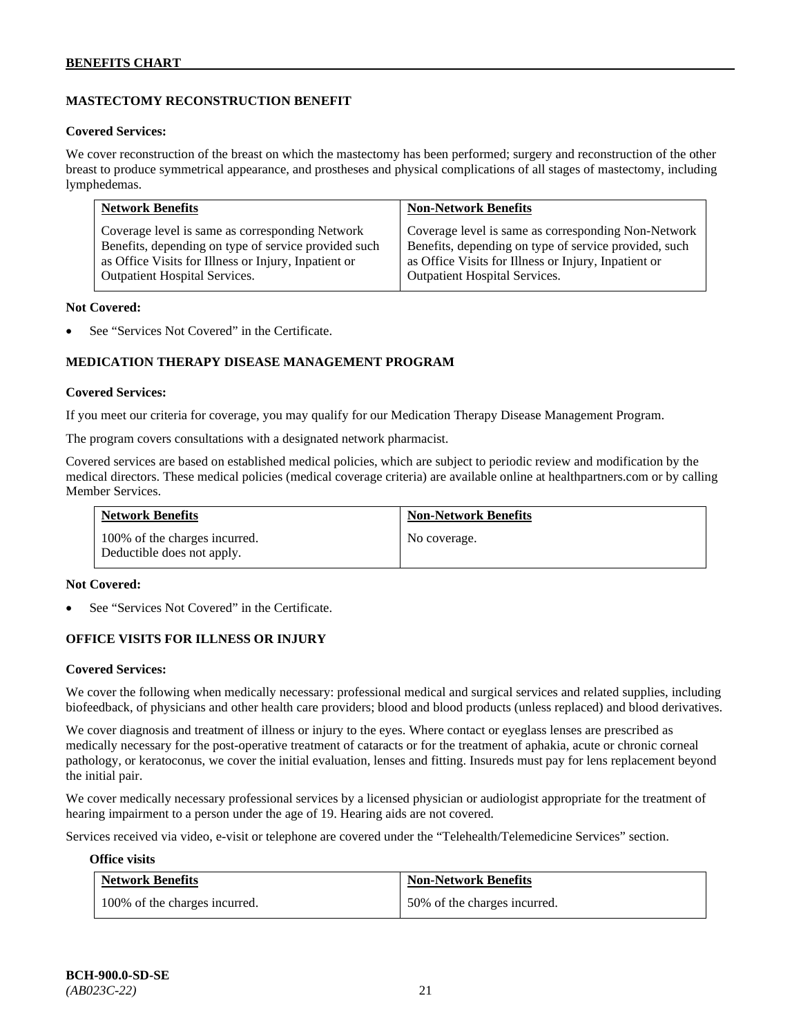## MASTECTOMY RECONSTRUCTION BENEFIT

**Covered Services:**

We cover reconstruction of the breast on which the mastectomy has been performed; surgery and reconstruction of the other breast to produce symmetrical appearance, and prostheses and physical complications of all stages of mastectomy, including lymphedemas.

| Network Benefits | Non-Network Benefits |
|---|---|
| Coverage level is same as corresponding Network Benefits, depending on type of service provided such as Office Visits for Illness or Injury, Inpatient or Outpatient Hospital Services. | Coverage level is same as corresponding Non-Network Benefits, depending on type of service provided, such as Office Visits for Illness or Injury, Inpatient or Outpatient Hospital Services. |

**Not Covered:**

- See "Services Not Covered" in the Certificate.

## MEDICATION THERAPY DISEASE MANAGEMENT PROGRAM

**Covered Services:**

If you meet our criteria for coverage, you may qualify for our Medication Therapy Disease Management Program.

The program covers consultations with a designated network pharmacist.

Covered services are based on established medical policies, which are subject to periodic review and modification by the medical directors. These medical policies (medical coverage criteria) are available online at healthpartners.com or by calling Member Services.

| Network Benefits | Non-Network Benefits |
|---|---|
| 100% of the charges incurred. Deductible does not apply. | No coverage. |

**Not Covered:**

- See "Services Not Covered" in the Certificate.

## OFFICE VISITS FOR ILLNESS OR INJURY

**Covered Services:**

We cover the following when medically necessary: professional medical and surgical services and related supplies, including biofeedback, of physicians and other health care providers; blood and blood products (unless replaced) and blood derivatives.

We cover diagnosis and treatment of illness or injury to the eyes. Where contact or eyeglass lenses are prescribed as medically necessary for the post-operative treatment of cataracts or for the treatment of aphakia, acute or chronic corneal pathology, or keratoconus, we cover the initial evaluation, lenses and fitting. Insureds must pay for lens replacement beyond the initial pair.

We cover medically necessary professional services by a licensed physician or audiologist appropriate for the treatment of hearing impairment to a person under the age of 19. Hearing aids are not covered.

Services received via video, e-visit or telephone are covered under the "Telehealth/Telemedicine Services" section.

**Office visits**

| Network Benefits | Non-Network Benefits |
|---|---|
| 100% of the charges incurred. | 50% of the charges incurred. |

**BCH-900.0-SD-SE**
*(AB023C-22)*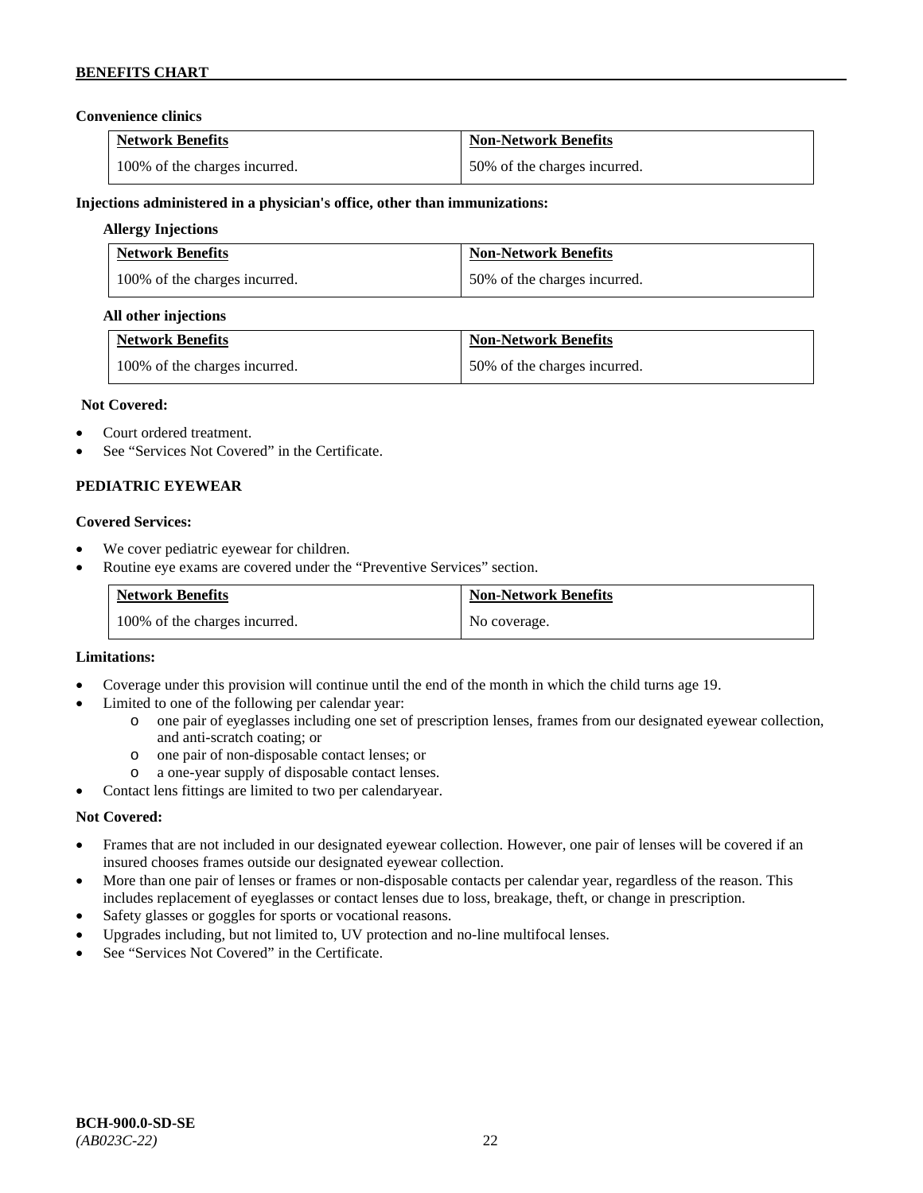**Convenience clinics**

| Network Benefits | Non-Network Benefits |
|---|---|
| 100% of the charges incurred. | 50% of the charges incurred. |

**Injections administered in a physician's office, other than immunizations:**

**Allergy Injections**

| Network Benefits | Non-Network Benefits |
|---|---|
| 100% of the charges incurred. | 50% of the charges incurred. |

**All other injections**

| Network Benefits | Non-Network Benefits |
|---|---|
| 100% of the charges incurred. | 50% of the charges incurred. |

**Not Covered:**

- Court ordered treatment.
- See "Services Not Covered" in the Certificate.

**PEDIATRIC EYEWEAR**

**Covered Services:**

- We cover pediatric eyewear for children.
- Routine eye exams are covered under the "Preventive Services" section.

| Network Benefits | Non-Network Benefits |
|---|---|
| 100% of the charges incurred. | No coverage. |

**Limitations:**

- Coverage under this provision will continue until the end of the month in which the child turns age 19.
- Limited to one of the following per calendar year:
  - one pair of eyeglasses including one set of prescription lenses, frames from our designated eyewear collection, and anti-scratch coating; or
  - one pair of non-disposable contact lenses; or
  - a one-year supply of disposable contact lenses.
- Contact lens fittings are limited to two per calendaryear.

**Not Covered:**

- Frames that are not included in our designated eyewear collection. However, one pair of lenses will be covered if an insured chooses frames outside our designated eyewear collection.
- More than one pair of lenses or frames or non-disposable contacts per calendar year, regardless of the reason. This includes replacement of eyeglasses or contact lenses due to loss, breakage, theft, or change in prescription.
- Safety glasses or goggles for sports or vocational reasons.
- Upgrades including, but not limited to, UV protection and no-line multifocal lenses.
- See "Services Not Covered" in the Certificate.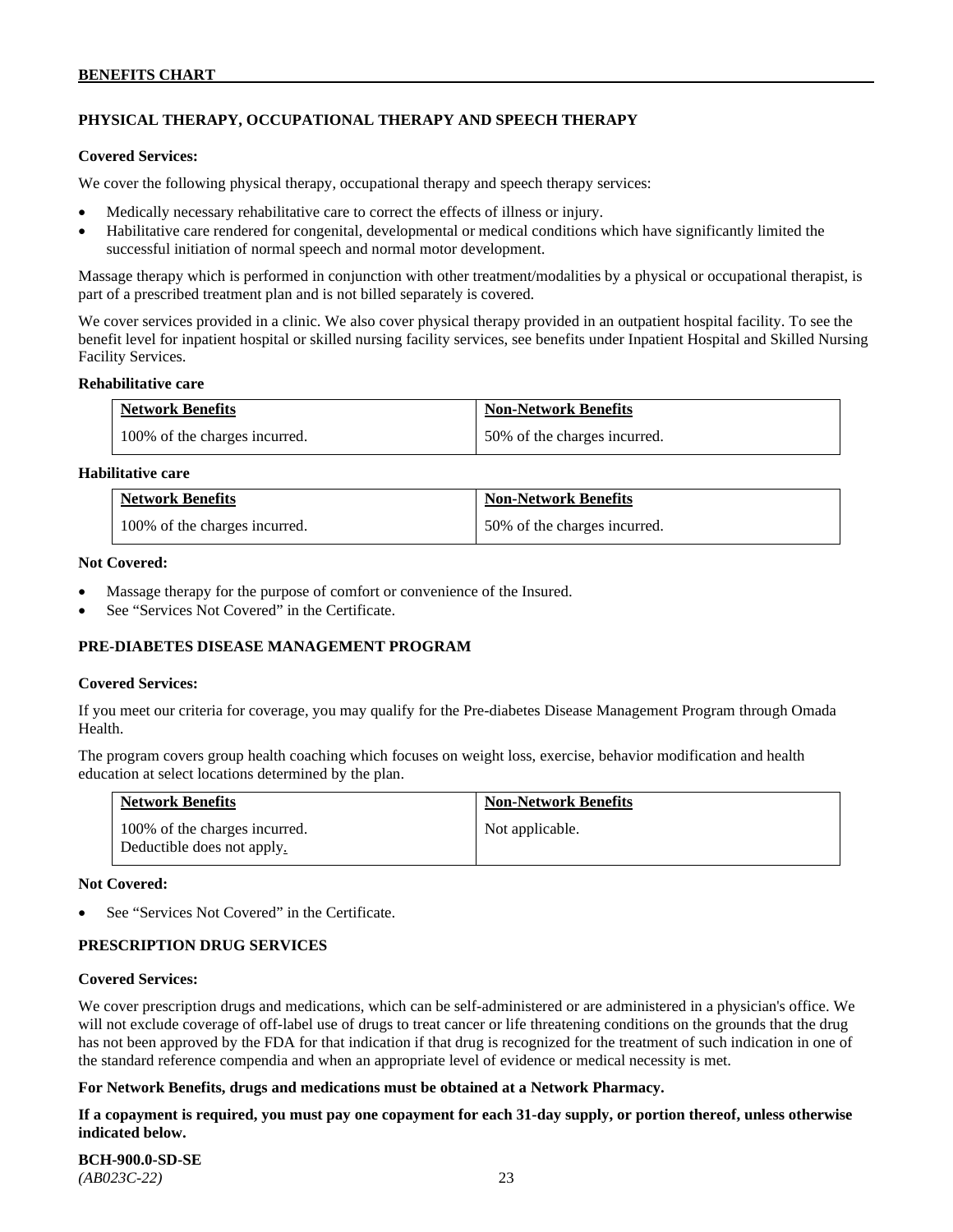## PHYSICAL THERAPY, OCCUPATIONAL THERAPY AND SPEECH THERAPY

**Covered Services:**

We cover the following physical therapy, occupational therapy and speech therapy services:

- Medically necessary rehabilitative care to correct the effects of illness or injury.
- Habilitative care rendered for congenital, developmental or medical conditions which have significantly limited the successful initiation of normal speech and normal motor development.

Massage therapy which is performed in conjunction with other treatment/modalities by a physical or occupational therapist, is part of a prescribed treatment plan and is not billed separately is covered.

We cover services provided in a clinic. We also cover physical therapy provided in an outpatient hospital facility. To see the benefit level for inpatient hospital or skilled nursing facility services, see benefits under Inpatient Hospital and Skilled Nursing Facility Services.

**Rehabilitative care**

| Network Benefits | Non-Network Benefits |
|---|---|
| 100% of the charges incurred. | 50% of the charges incurred. |

**Habilitative care**

| Network Benefits | Non-Network Benefits |
|---|---|
| 100% of the charges incurred. | 50% of the charges incurred. |

**Not Covered:**

- Massage therapy for the purpose of comfort or convenience of the Insured.
- See "Services Not Covered" in the Certificate.

## PRE-DIABETES DISEASE MANAGEMENT PROGRAM

**Covered Services:**

If you meet our criteria for coverage, you may qualify for the Pre-diabetes Disease Management Program through Omada Health.

The program covers group health coaching which focuses on weight loss, exercise, behavior modification and health education at select locations determined by the plan.

| Network Benefits | Non-Network Benefits |
|---|---|
| 100% of the charges incurred. Deductible does not apply. | Not applicable. |

**Not Covered:**

- See "Services Not Covered" in the Certificate.

## PRESCRIPTION DRUG SERVICES

**Covered Services:**

We cover prescription drugs and medications, which can be self-administered or are administered in a physician's office. We will not exclude coverage of off-label use of drugs to treat cancer or life threatening conditions on the grounds that the drug has not been approved by the FDA for that indication if that drug is recognized for the treatment of such indication in one of the standard reference compendia and when an appropriate level of evidence or medical necessity is met.

**For Network Benefits, drugs and medications must be obtained at a Network Pharmacy.**

**If a copayment is required, you must pay one copayment for each 31-day supply, or portion thereof, unless otherwise indicated below.**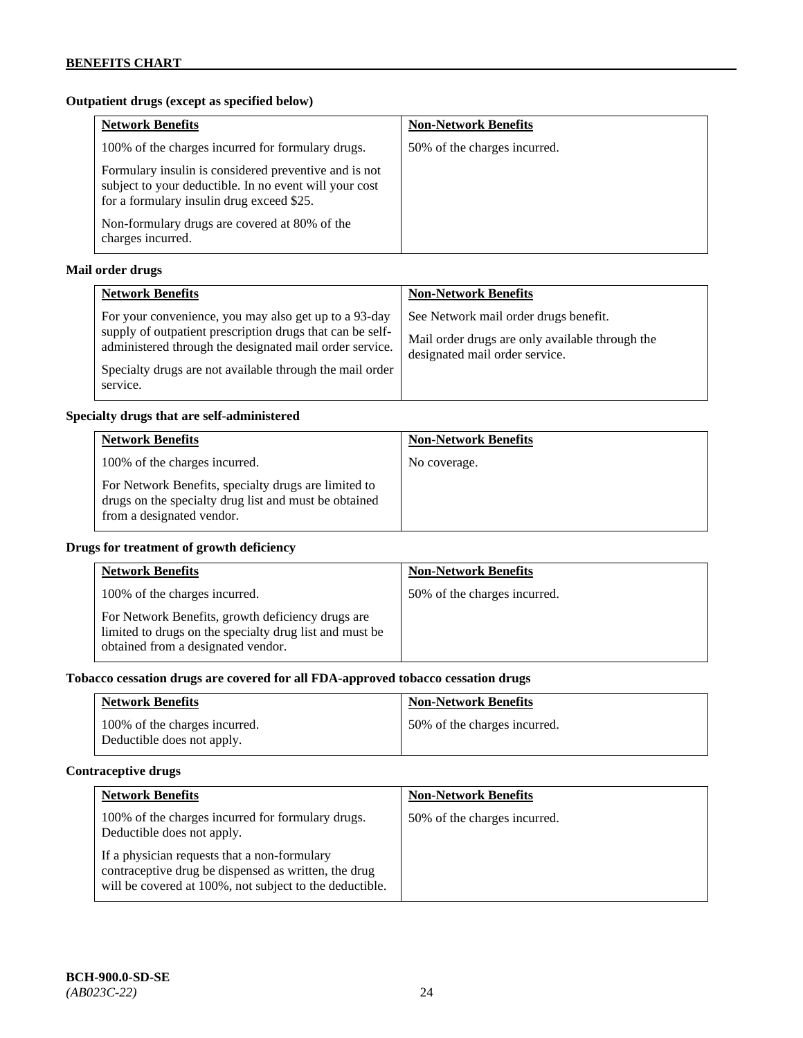**Outpatient drugs (except as specified below)**

| Network Benefits | Non-Network Benefits |
|---|---|
| 100% of the charges incurred for formulary drugs.<br><br>Formulary insulin is considered preventive and is not subject to your deductible. In no event will your cost for a formulary insulin drug exceed $25.<br><br>Non-formulary drugs are covered at 80% of the charges incurred. | 50% of the charges incurred. |

**Mail order drugs**

| Network Benefits | Non-Network Benefits |
|---|---|
| For your convenience, you may also get up to a 93-day supply of outpatient prescription drugs that can be self-administered through the designated mail order service.<br><br>Specialty drugs are not available through the mail order service. | See Network mail order drugs benefit.<br><br>Mail order drugs are only available through the designated mail order service. |

**Specialty drugs that are self-administered**

| Network Benefits | Non-Network Benefits |
|---|---|
| 100% of the charges incurred.<br><br>For Network Benefits, specialty drugs are limited to drugs on the specialty drug list and must be obtained from a designated vendor. | No coverage. |

**Drugs for treatment of growth deficiency**

| Network Benefits | Non-Network Benefits |
|---|---|
| 100% of the charges incurred.<br><br>For Network Benefits, growth deficiency drugs are limited to drugs on the specialty drug list and must be obtained from a designated vendor. | 50% of the charges incurred. |

**Tobacco cessation drugs are covered for all FDA-approved tobacco cessation drugs**

| Network Benefits | Non-Network Benefits |
|---|---|
| 100% of the charges incurred.<br>Deductible does not apply. | 50% of the charges incurred. |

**Contraceptive drugs**

| Network Benefits | Non-Network Benefits |
|---|---|
| 100% of the charges incurred for formulary drugs.<br>Deductible does not apply.<br><br>If a physician requests that a non-formulary contraceptive drug be dispensed as written, the drug will be covered at 100%, not subject to the deductible. | 50% of the charges incurred. |

**BCH-900.0-SD-SE**
*(AB023C-22)*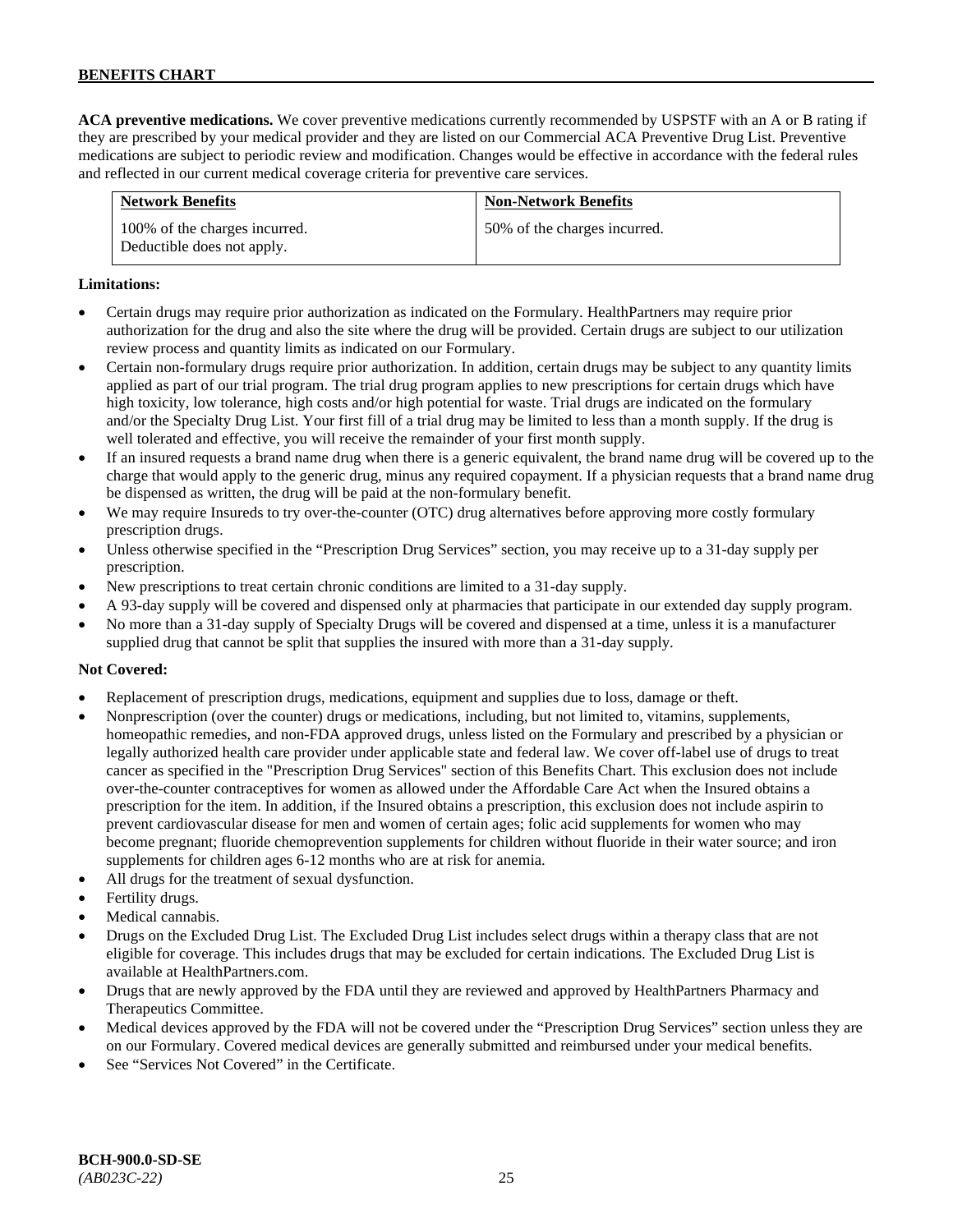**ACA preventive medications.** We cover preventive medications currently recommended by USPSTF with an A or B rating if they are prescribed by your medical provider and they are listed on our Commercial ACA Preventive Drug List. Preventive medications are subject to periodic review and modification. Changes would be effective in accordance with the federal rules and reflected in our current medical coverage criteria for preventive care services.

| Network Benefits | Non-Network Benefits |
| --- | --- |
| 100% of the charges incurred. Deductible does not apply. | 50% of the charges incurred. |

**Limitations:**

- Certain drugs may require prior authorization as indicated on the Formulary. HealthPartners may require prior authorization for the drug and also the site where the drug will be provided. Certain drugs are subject to our utilization review process and quantity limits as indicated on our Formulary.
- Certain non-formulary drugs require prior authorization. In addition, certain drugs may be subject to any quantity limits applied as part of our trial program. The trial drug program applies to new prescriptions for certain drugs which have high toxicity, low tolerance, high costs and/or high potential for waste. Trial drugs are indicated on the formulary and/or the Specialty Drug List. Your first fill of a trial drug may be limited to less than a month supply. If the drug is well tolerated and effective, you will receive the remainder of your first month supply.
- If an insured requests a brand name drug when there is a generic equivalent, the brand name drug will be covered up to the charge that would apply to the generic drug, minus any required copayment. If a physician requests that a brand name drug be dispensed as written, the drug will be paid at the non-formulary benefit.
- We may require Insureds to try over-the-counter (OTC) drug alternatives before approving more costly formulary prescription drugs.
- Unless otherwise specified in the "Prescription Drug Services" section, you may receive up to a 31-day supply per prescription.
- New prescriptions to treat certain chronic conditions are limited to a 31-day supply.
- A 93-day supply will be covered and dispensed only at pharmacies that participate in our extended day supply program.
- No more than a 31-day supply of Specialty Drugs will be covered and dispensed at a time, unless it is a manufacturer supplied drug that cannot be split that supplies the insured with more than a 31-day supply.

**Not Covered:**

- Replacement of prescription drugs, medications, equipment and supplies due to loss, damage or theft.
- Nonprescription (over the counter) drugs or medications, including, but not limited to, vitamins, supplements, homeopathic remedies, and non-FDA approved drugs, unless listed on the Formulary and prescribed by a physician or legally authorized health care provider under applicable state and federal law. We cover off-label use of drugs to treat cancer as specified in the "Prescription Drug Services" section of this Benefits Chart. This exclusion does not include over-the-counter contraceptives for women as allowed under the Affordable Care Act when the Insured obtains a prescription for the item. In addition, if the Insured obtains a prescription, this exclusion does not include aspirin to prevent cardiovascular disease for men and women of certain ages; folic acid supplements for women who may become pregnant; fluoride chemoprevention supplements for children without fluoride in their water source; and iron supplements for children ages 6-12 months who are at risk for anemia.
- All drugs for the treatment of sexual dysfunction.
- Fertility drugs.
- Medical cannabis.
- Drugs on the Excluded Drug List. The Excluded Drug List includes select drugs within a therapy class that are not eligible for coverage. This includes drugs that may be excluded for certain indications. The Excluded Drug List is available at HealthPartners.com.
- Drugs that are newly approved by the FDA until they are reviewed and approved by HealthPartners Pharmacy and Therapeutics Committee.
- Medical devices approved by the FDA will not be covered under the "Prescription Drug Services" section unless they are on our Formulary. Covered medical devices are generally submitted and reimbursed under your medical benefits.
- See "Services Not Covered" in the Certificate.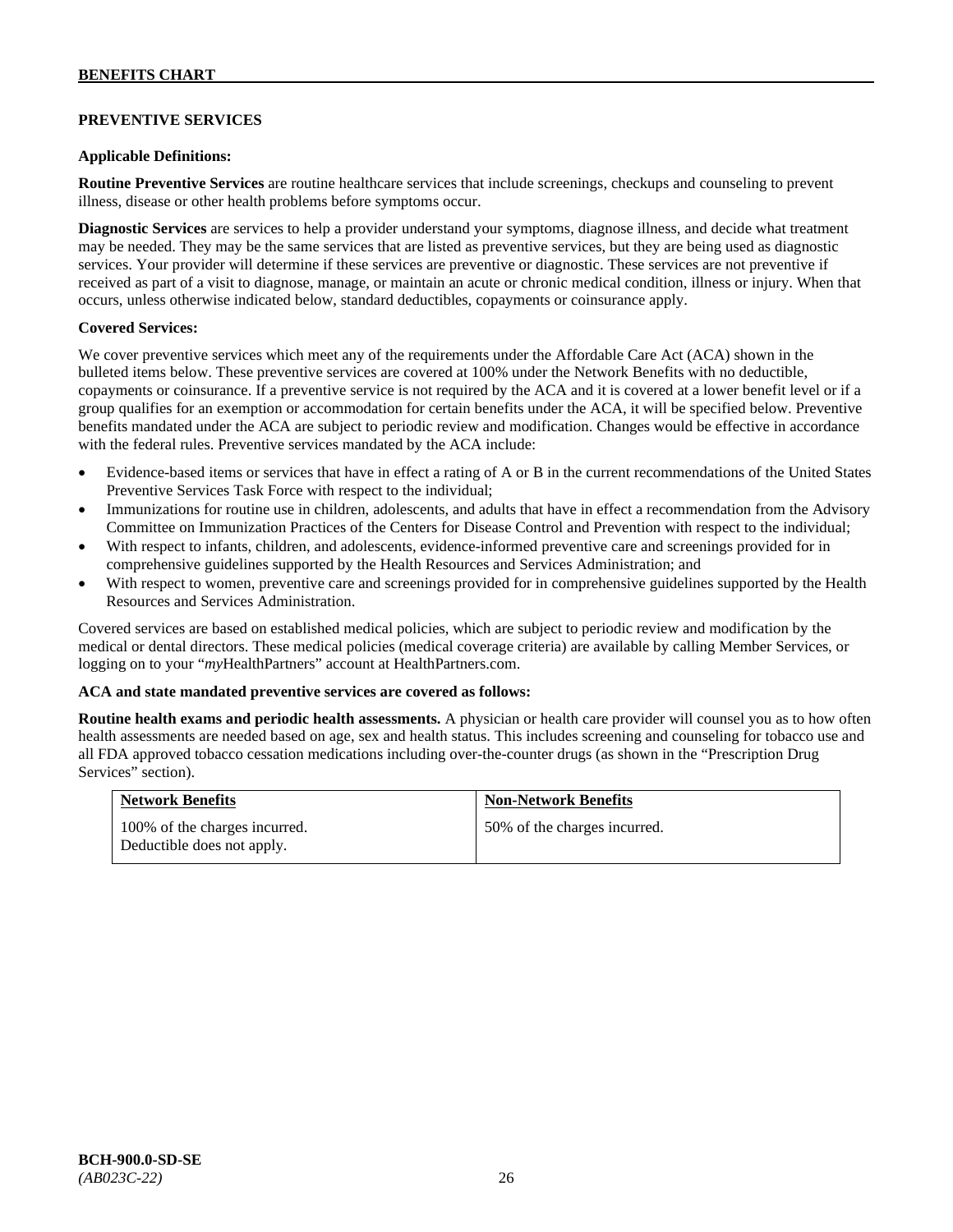**BENEFITS CHART**

## PREVENTIVE SERVICES

**Applicable Definitions:**

**Routine Preventive Services** are routine healthcare services that include screenings, checkups and counseling to prevent illness, disease or other health problems before symptoms occur.

**Diagnostic Services** are services to help a provider understand your symptoms, diagnose illness, and decide what treatment may be needed. They may be the same services that are listed as preventive services, but they are being used as diagnostic services. Your provider will determine if these services are preventive or diagnostic. These services are not preventive if received as part of a visit to diagnose, manage, or maintain an acute or chronic medical condition, illness or injury. When that occurs, unless otherwise indicated below, standard deductibles, copayments or coinsurance apply.

**Covered Services:**

We cover preventive services which meet any of the requirements under the Affordable Care Act (ACA) shown in the bulleted items below. These preventive services are covered at 100% under the Network Benefits with no deductible, copayments or coinsurance. If a preventive service is not required by the ACA and it is covered at a lower benefit level or if a group qualifies for an exemption or accommodation for certain benefits under the ACA, it will be specified below. Preventive benefits mandated under the ACA are subject to periodic review and modification. Changes would be effective in accordance with the federal rules. Preventive services mandated by the ACA include:

- Evidence-based items or services that have in effect a rating of A or B in the current recommendations of the United States Preventive Services Task Force with respect to the individual;
- Immunizations for routine use in children, adolescents, and adults that have in effect a recommendation from the Advisory Committee on Immunization Practices of the Centers for Disease Control and Prevention with respect to the individual;
- With respect to infants, children, and adolescents, evidence-informed preventive care and screenings provided for in comprehensive guidelines supported by the Health Resources and Services Administration; and
- With respect to women, preventive care and screenings provided for in comprehensive guidelines supported by the Health Resources and Services Administration.

Covered services are based on established medical policies, which are subject to periodic review and modification by the medical or dental directors. These medical policies (medical coverage criteria) are available by calling Member Services, or logging on to your "*my*HealthPartners" account at HealthPartners.com.

**ACA and state mandated preventive services are covered as follows:**

**Routine health exams and periodic health assessments.** A physician or health care provider will counsel you as to how often health assessments are needed based on age, sex and health status. This includes screening and counseling for tobacco use and all FDA approved tobacco cessation medications including over-the-counter drugs (as shown in the "Prescription Drug Services" section).

| Network Benefits | Non-Network Benefits |
| --- | --- |
| 100% of the charges incurred. Deductible does not apply. | 50% of the charges incurred. |

**BCH-900.0-SD-SE**
*(AB023C-22)*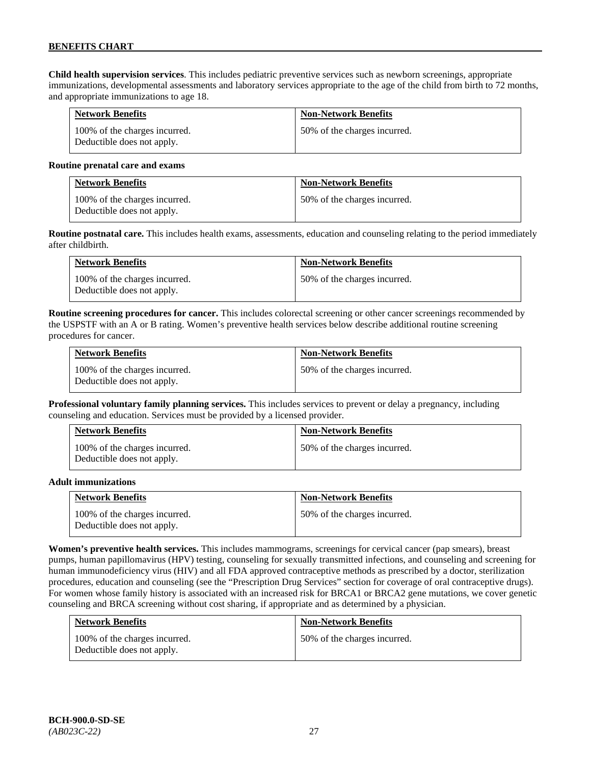**Child health supervision services**. This includes pediatric preventive services such as newborn screenings, appropriate immunizations, developmental assessments and laboratory services appropriate to the age of the child from birth to 72 months, and appropriate immunizations to age 18.

| Network Benefits | Non-Network Benefits |
|---|---|
| 100% of the charges incurred. Deductible does not apply. | 50% of the charges incurred. |

**Routine prenatal care and exams**

| Network Benefits | Non-Network Benefits |
|---|---|
| 100% of the charges incurred. Deductible does not apply. | 50% of the charges incurred. |

**Routine postnatal care.** This includes health exams, assessments, education and counseling relating to the period immediately after childbirth.

| Network Benefits | Non-Network Benefits |
|---|---|
| 100% of the charges incurred. Deductible does not apply. | 50% of the charges incurred. |

**Routine screening procedures for cancer.** This includes colorectal screening or other cancer screenings recommended by the USPSTF with an A or B rating. Women's preventive health services below describe additional routine screening procedures for cancer.

| Network Benefits | Non-Network Benefits |
|---|---|
| 100% of the charges incurred. Deductible does not apply. | 50% of the charges incurred. |

**Professional voluntary family planning services.** This includes services to prevent or delay a pregnancy, including counseling and education. Services must be provided by a licensed provider.

| Network Benefits | Non-Network Benefits |
|---|---|
| 100% of the charges incurred. Deductible does not apply. | 50% of the charges incurred. |

**Adult immunizations**

| Network Benefits | Non-Network Benefits |
|---|---|
| 100% of the charges incurred. Deductible does not apply. | 50% of the charges incurred. |

**Women's preventive health services.** This includes mammograms, screenings for cervical cancer (pap smears), breast pumps, human papillomavirus (HPV) testing, counseling for sexually transmitted infections, and counseling and screening for human immunodeficiency virus (HIV) and all FDA approved contraceptive methods as prescribed by a doctor, sterilization procedures, education and counseling (see the "Prescription Drug Services" section for coverage of oral contraceptive drugs). For women whose family history is associated with an increased risk for BRCA1 or BRCA2 gene mutations, we cover genetic counseling and BRCA screening without cost sharing, if appropriate and as determined by a physician.

| Network Benefits | Non-Network Benefits |
|---|---|
| 100% of the charges incurred. Deductible does not apply. | 50% of the charges incurred. |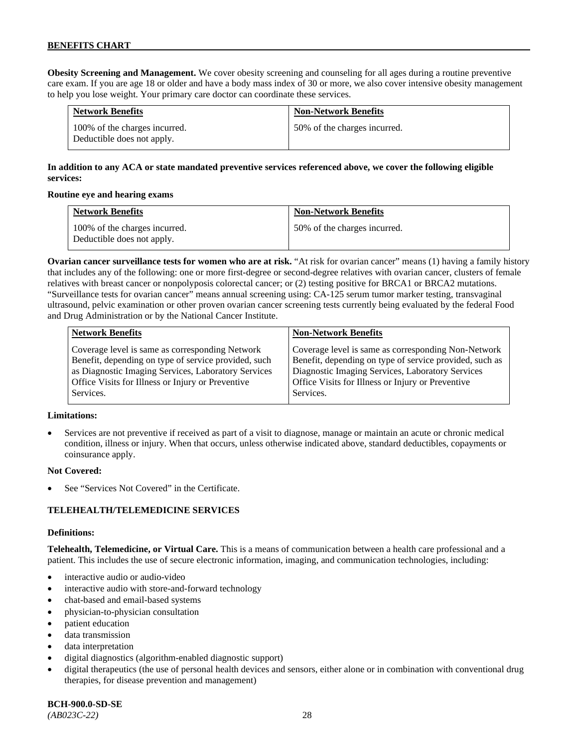**Obesity Screening and Management.** We cover obesity screening and counseling for all ages during a routine preventive care exam. If you are age 18 or older and have a body mass index of 30 or more, we also cover intensive obesity management to help you lose weight. Your primary care doctor can coordinate these services.

| Network Benefits | Non-Network Benefits |
|---|---|
| 100% of the charges incurred. Deductible does not apply. | 50% of the charges incurred. |

**In addition to any ACA or state mandated preventive services referenced above, we cover the following eligible services:**

**Routine eye and hearing exams**

| Network Benefits | Non-Network Benefits |
|---|---|
| 100% of the charges incurred. Deductible does not apply. | 50% of the charges incurred. |

**Ovarian cancer surveillance tests for women who are at risk.** "At risk for ovarian cancer" means (1) having a family history that includes any of the following: one or more first-degree or second-degree relatives with ovarian cancer, clusters of female relatives with breast cancer or nonpolyposis colorectal cancer; or (2) testing positive for BRCA1 or BRCA2 mutations. "Surveillance tests for ovarian cancer" means annual screening using: CA-125 serum tumor marker testing, transvaginal ultrasound, pelvic examination or other proven ovarian cancer screening tests currently being evaluated by the federal Food and Drug Administration or by the National Cancer Institute.

| Network Benefits | Non-Network Benefits |
|---|---|
| Coverage level is same as corresponding Network Benefit, depending on type of service provided, such as Diagnostic Imaging Services, Laboratory Services Office Visits for Illness or Injury or Preventive Services. | Coverage level is same as corresponding Non-Network Benefit, depending on type of service provided, such as Diagnostic Imaging Services, Laboratory Services Office Visits for Illness or Injury or Preventive Services. |

**Limitations:**

- Services are not preventive if received as part of a visit to diagnose, manage or maintain an acute or chronic medical condition, illness or injury. When that occurs, unless otherwise indicated above, standard deductibles, copayments or coinsurance apply.

**Not Covered:**

- See "Services Not Covered" in the Certificate.

**TELEHEALTH/TELEMEDICINE SERVICES**

**Definitions:**

**Telehealth, Telemedicine, or Virtual Care.** This is a means of communication between a health care professional and a patient. This includes the use of secure electronic information, imaging, and communication technologies, including:

- interactive audio or audio-video
- interactive audio with store-and-forward technology
- chat-based and email-based systems
- physician-to-physician consultation
- patient education
- data transmission
- data interpretation
- digital diagnostics (algorithm-enabled diagnostic support)
- digital therapeutics (the use of personal health devices and sensors, either alone or in combination with conventional drug therapies, for disease prevention and management)

**BCH-900.0-SD-SE**
*(AB023C-22)*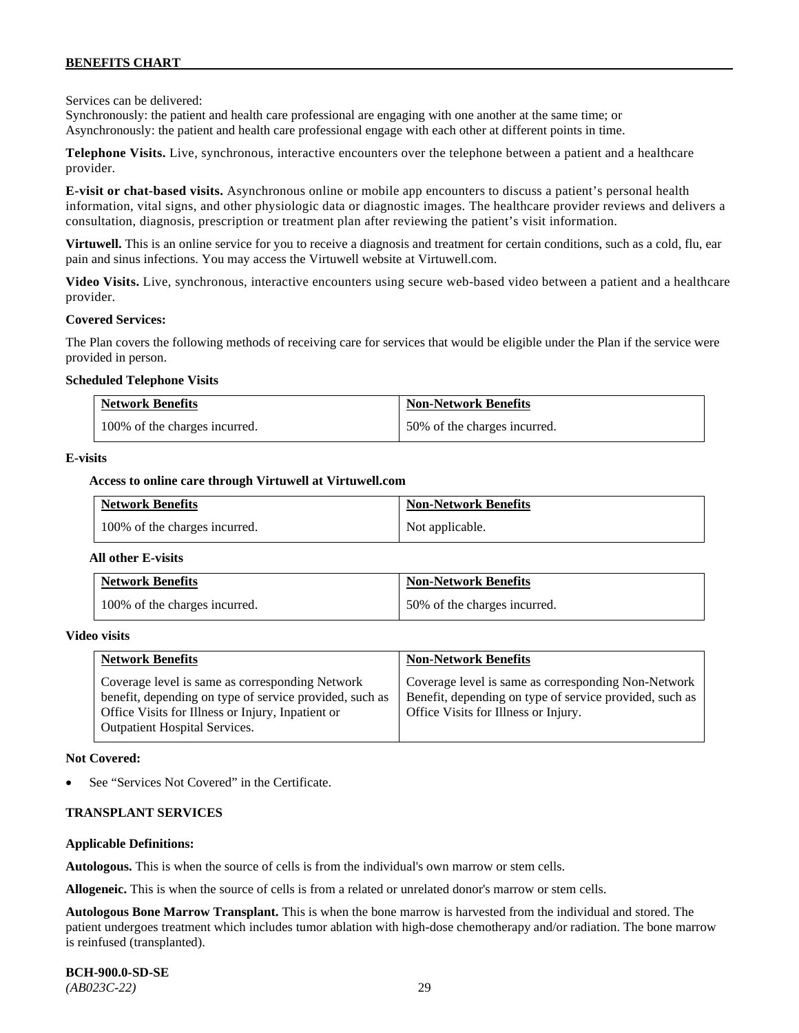Services can be delivered:
Synchronously: the patient and health care professional are engaging with one another at the same time; or
Asynchronously: the patient and health care professional engage with each other at different points in time.

**Telephone Visits.** Live, synchronous, interactive encounters over the telephone between a patient and a healthcare provider.

**E-visit or chat-based visits.** Asynchronous online or mobile app encounters to discuss a patient's personal health information, vital signs, and other physiologic data or diagnostic images. The healthcare provider reviews and delivers a consultation, diagnosis, prescription or treatment plan after reviewing the patient's visit information.

**Virtuwell.** This is an online service for you to receive a diagnosis and treatment for certain conditions, such as a cold, flu, ear pain and sinus infections. You may access the Virtuwell website at Virtuwell.com.

**Video Visits.** Live, synchronous, interactive encounters using secure web-based video between a patient and a healthcare provider.

**Covered Services:**

The Plan covers the following methods of receiving care for services that would be eligible under the Plan if the service were provided in person.

**Scheduled Telephone Visits**

| Network Benefits | Non-Network Benefits |
|---|---|
| 100% of the charges incurred. | 50% of the charges incurred. |

**E-visits**

**Access to online care through Virtuwell at Virtuwell.com**

| Network Benefits | Non-Network Benefits |
|---|---|
| 100% of the charges incurred. | Not applicable. |

**All other E-visits**

| Network Benefits | Non-Network Benefits |
|---|---|
| 100% of the charges incurred. | 50% of the charges incurred. |

**Video visits**

| Network Benefits | Non-Network Benefits |
|---|---|
| Coverage level is same as corresponding Network benefit, depending on type of service provided, such as Office Visits for Illness or Injury, Inpatient or Outpatient Hospital Services. | Coverage level is same as corresponding Non-Network Benefit, depending on type of service provided, such as Office Visits for Illness or Injury. |

**Not Covered:**

- See "Services Not Covered" in the Certificate.

**TRANSPLANT SERVICES**

**Applicable Definitions:**

**Autologous.** This is when the source of cells is from the individual's own marrow or stem cells.

**Allogeneic.** This is when the source of cells is from a related or unrelated donor's marrow or stem cells.

**Autologous Bone Marrow Transplant.** This is when the bone marrow is harvested from the individual and stored. The patient undergoes treatment which includes tumor ablation with high-dose chemotherapy and/or radiation. The bone marrow is reinfused (transplanted).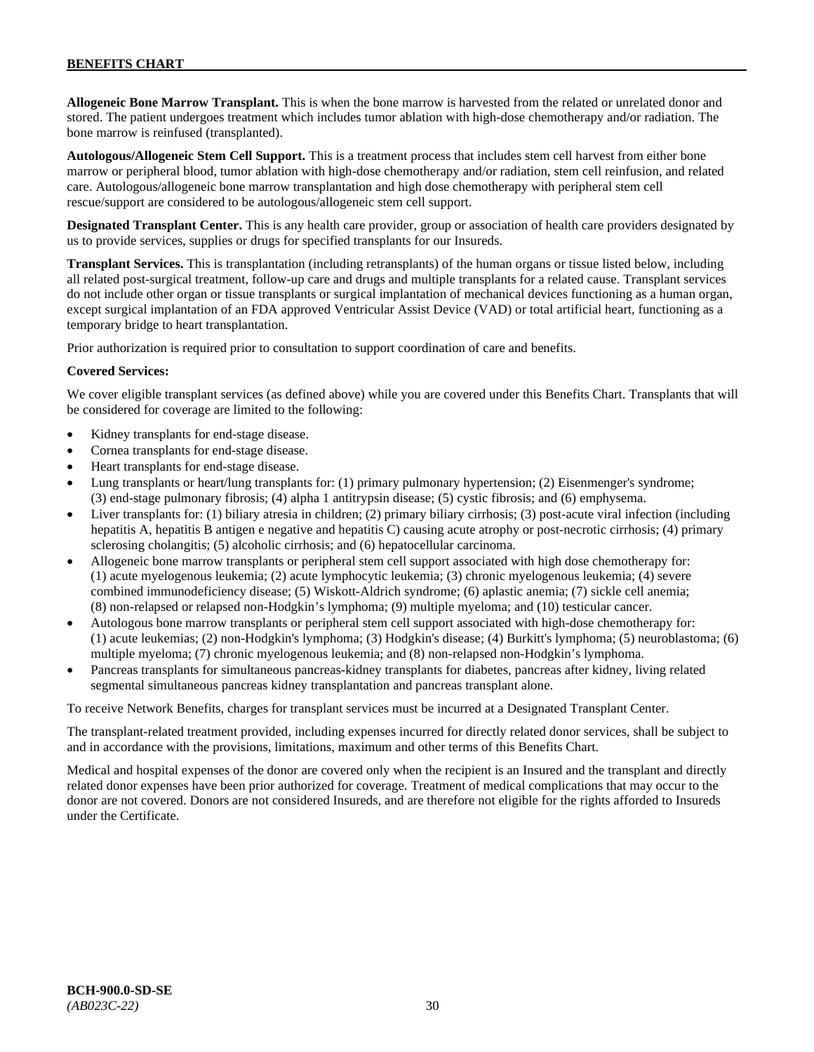**Allogeneic Bone Marrow Transplant.** This is when the bone marrow is harvested from the related or unrelated donor and stored. The patient undergoes treatment which includes tumor ablation with high-dose chemotherapy and/or radiation. The bone marrow is reinfused (transplanted).

**Autologous/Allogeneic Stem Cell Support.** This is a treatment process that includes stem cell harvest from either bone marrow or peripheral blood, tumor ablation with high-dose chemotherapy and/or radiation, stem cell reinfusion, and related care. Autologous/allogeneic bone marrow transplantation and high dose chemotherapy with peripheral stem cell rescue/support are considered to be autologous/allogeneic stem cell support.

**Designated Transplant Center.** This is any health care provider, group or association of health care providers designated by us to provide services, supplies or drugs for specified transplants for our Insureds.

**Transplant Services.** This is transplantation (including retransplants) of the human organs or tissue listed below, including all related post-surgical treatment, follow-up care and drugs and multiple transplants for a related cause. Transplant services do not include other organ or tissue transplants or surgical implantation of mechanical devices functioning as a human organ, except surgical implantation of an FDA approved Ventricular Assist Device (VAD) or total artificial heart, functioning as a temporary bridge to heart transplantation.

Prior authorization is required prior to consultation to support coordination of care and benefits.

**Covered Services:**

We cover eligible transplant services (as defined above) while you are covered under this Benefits Chart. Transplants that will be considered for coverage are limited to the following:

- Kidney transplants for end-stage disease.
- Cornea transplants for end-stage disease.
- Heart transplants for end-stage disease.
- Lung transplants or heart/lung transplants for: (1) primary pulmonary hypertension; (2) Eisenmenger's syndrome; (3) end-stage pulmonary fibrosis; (4) alpha 1 antitrypsin disease; (5) cystic fibrosis; and (6) emphysema.
- Liver transplants for: (1) biliary atresia in children; (2) primary biliary cirrhosis; (3) post-acute viral infection (including hepatitis A, hepatitis B antigen e negative and hepatitis C) causing acute atrophy or post-necrotic cirrhosis; (4) primary sclerosing cholangitis; (5) alcoholic cirrhosis; and (6) hepatocellular carcinoma.
- Allogeneic bone marrow transplants or peripheral stem cell support associated with high dose chemotherapy for: (1) acute myelogenous leukemia; (2) acute lymphocytic leukemia; (3) chronic myelogenous leukemia; (4) severe combined immunodeficiency disease; (5) Wiskott-Aldrich syndrome; (6) aplastic anemia; (7) sickle cell anemia; (8) non-relapsed or relapsed non-Hodgkin's lymphoma; (9) multiple myeloma; and (10) testicular cancer.
- Autologous bone marrow transplants or peripheral stem cell support associated with high-dose chemotherapy for: (1) acute leukemias; (2) non-Hodgkin's lymphoma; (3) Hodgkin's disease; (4) Burkitt's lymphoma; (5) neuroblastoma; (6) multiple myeloma; (7) chronic myelogenous leukemia; and (8) non-relapsed non-Hodgkin's lymphoma.
- Pancreas transplants for simultaneous pancreas-kidney transplants for diabetes, pancreas after kidney, living related segmental simultaneous pancreas kidney transplantation and pancreas transplant alone.

To receive Network Benefits, charges for transplant services must be incurred at a Designated Transplant Center.

The transplant-related treatment provided, including expenses incurred for directly related donor services, shall be subject to and in accordance with the provisions, limitations, maximum and other terms of this Benefits Chart.

Medical and hospital expenses of the donor are covered only when the recipient is an Insured and the transplant and directly related donor expenses have been prior authorized for coverage. Treatment of medical complications that may occur to the donor are not covered. Donors are not considered Insureds, and are therefore not eligible for the rights afforded to Insureds under the Certificate.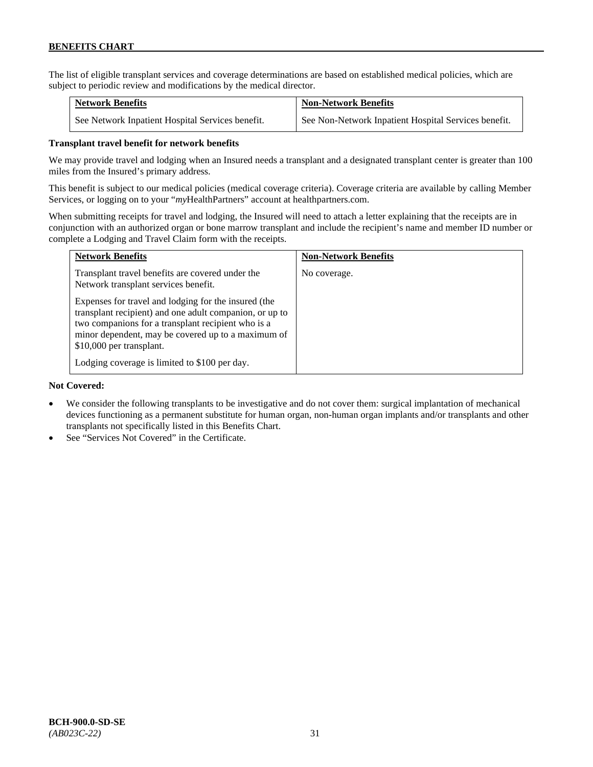The list of eligible transplant services and coverage determinations are based on established medical policies, which are subject to periodic review and modifications by the medical director.

| Network Benefits | Non-Network Benefits |
| --- | --- |
| See Network Inpatient Hospital Services benefit. | See Non-Network Inpatient Hospital Services benefit. |

**Transplant travel benefit for network benefits**

We may provide travel and lodging when an Insured needs a transplant and a designated transplant center is greater than 100 miles from the Insured's primary address.

This benefit is subject to our medical policies (medical coverage criteria). Coverage criteria are available by calling Member Services, or logging on to your "*my*HealthPartners" account at healthpartners.com.

When submitting receipts for travel and lodging, the Insured will need to attach a letter explaining that the receipts are in conjunction with an authorized organ or bone marrow transplant and include the recipient's name and member ID number or complete a Lodging and Travel Claim form with the receipts.

| Network Benefits | Non-Network Benefits |
| --- | --- |
| Transplant travel benefits are covered under the Network transplant services benefit.<br><br>Expenses for travel and lodging for the insured (the transplant recipient) and one adult companion, or up to two companions for a transplant recipient who is a minor dependent, may be covered up to a maximum of $10,000 per transplant.<br><br>Lodging coverage is limited to $100 per day. | No coverage. |

**Not Covered:**

- We consider the following transplants to be investigative and do not cover them: surgical implantation of mechanical devices functioning as a permanent substitute for human organ, non-human organ implants and/or transplants and other transplants not specifically listed in this Benefits Chart.
- See "Services Not Covered" in the Certificate.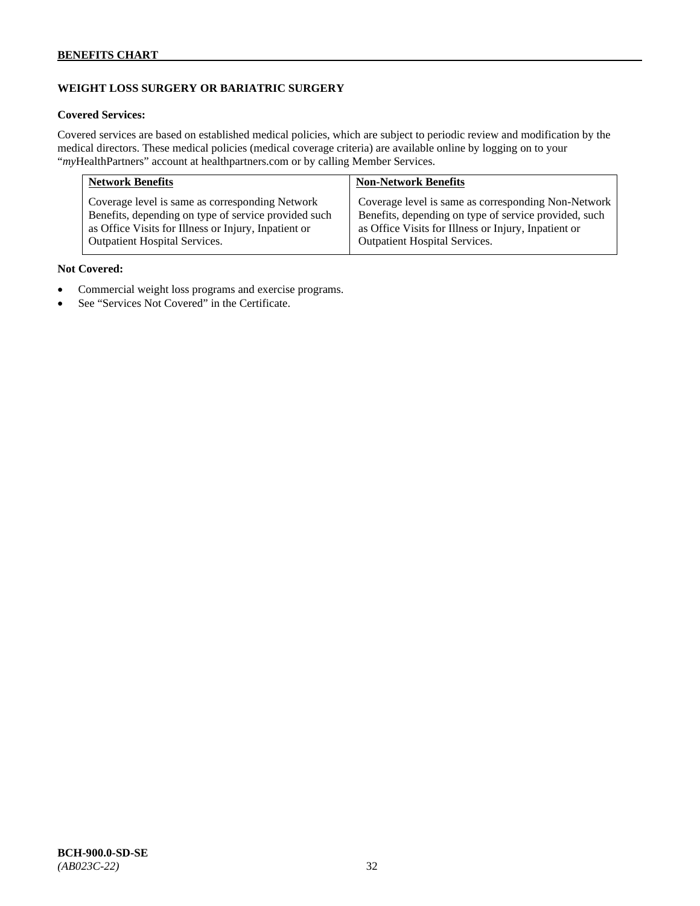### WEIGHT LOSS SURGERY OR BARIATRIC SURGERY

**Covered Services:**

Covered services are based on established medical policies, which are subject to periodic review and modification by the medical directors. These medical policies (medical coverage criteria) are available online by logging on to your "*my*HealthPartners" account at healthpartners.com or by calling Member Services.

| Network Benefits | Non-Network Benefits |
|---|---|
| Coverage level is same as corresponding Network Benefits, depending on type of service provided such as Office Visits for Illness or Injury, Inpatient or Outpatient Hospital Services. | Coverage level is same as corresponding Non-Network Benefits, depending on type of service provided, such as Office Visits for Illness or Injury, Inpatient or Outpatient Hospital Services. |

**Not Covered:**

- Commercial weight loss programs and exercise programs.
- See "Services Not Covered" in the Certificate.

**BCH-900.0-SD-SE**
*(AB023C-22)*